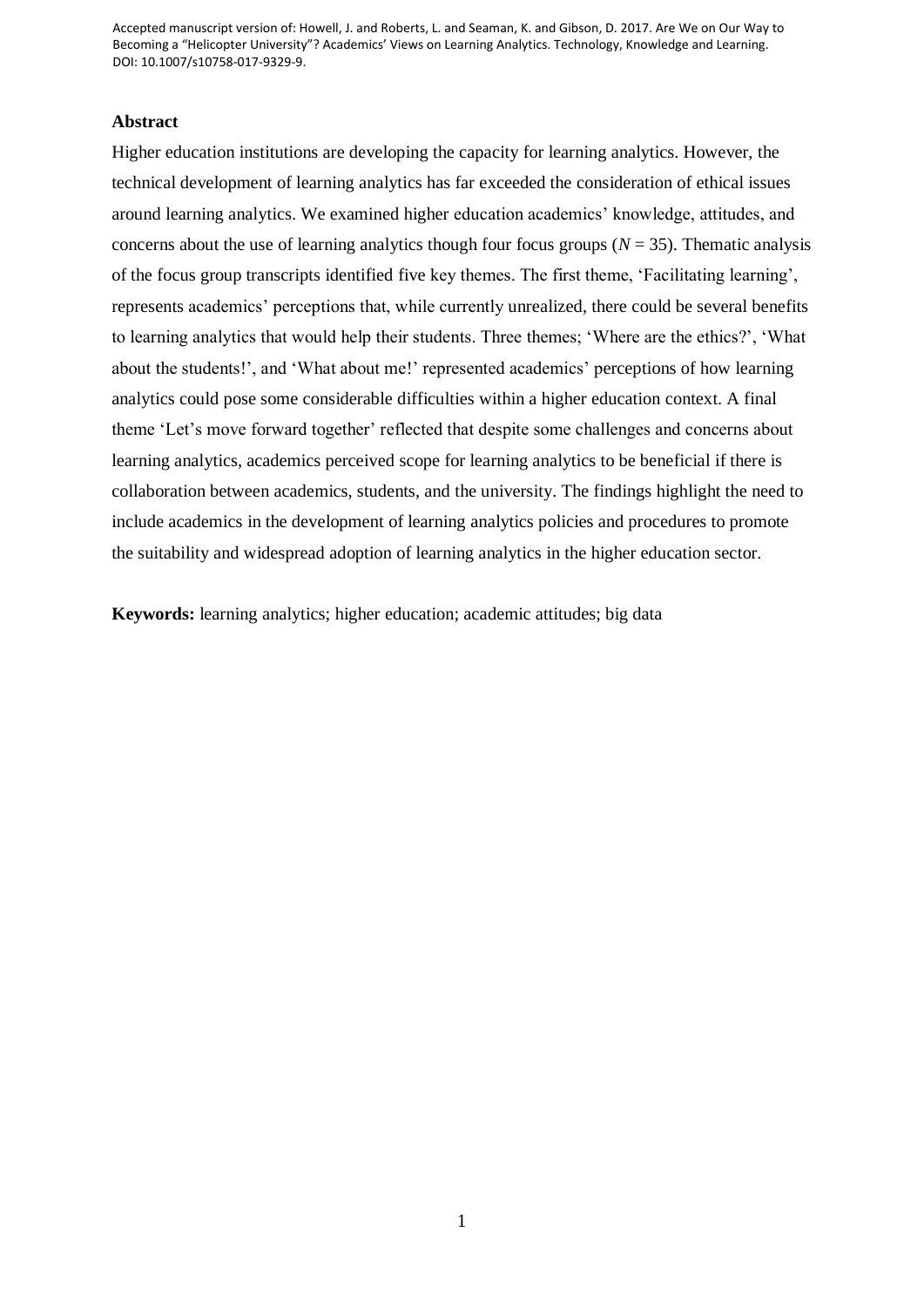Accepted manuscript version of: Howell, J. and Roberts, L. and Seaman, K. and Gibson, D. 2017. Are We on Our Way to Becoming a "Helicopter University"? Academics' Views on Learning Analytics. Technology, Knowledge and Learning. DOI: 10.1007/s10758-017-9329-9.

## Abstract

Higher education institutions are developing the capacity for learning analytics. However, the technical development of learning analytics has far exceeded the consideration of ethical issues around learning analytics. We examined higher education academics' knowledge, attitudes, and concerns about the use of learning analytics though four focus groups ($N = 35$). Thematic analysis of the focus group transcripts identified five key themes. The first theme, 'Facilitating learning', represents academics' perceptions that, while currently unrealized, there could be several benefits to learning analytics that would help their students. Three themes; 'Where are the ethics?', 'What about the students!', and 'What about me!' represented academics' perceptions of how learning analytics could pose some considerable difficulties within a higher education context. A final theme 'Let's move forward together' reflected that despite some challenges and concerns about learning analytics, academics perceived scope for learning analytics to be beneficial if there is collaboration between academics, students, and the university. The findings highlight the need to include academics in the development of learning analytics policies and procedures to promote the suitability and widespread adoption of learning analytics in the higher education sector.

**Keywords:** learning analytics; higher education; academic attitudes; big data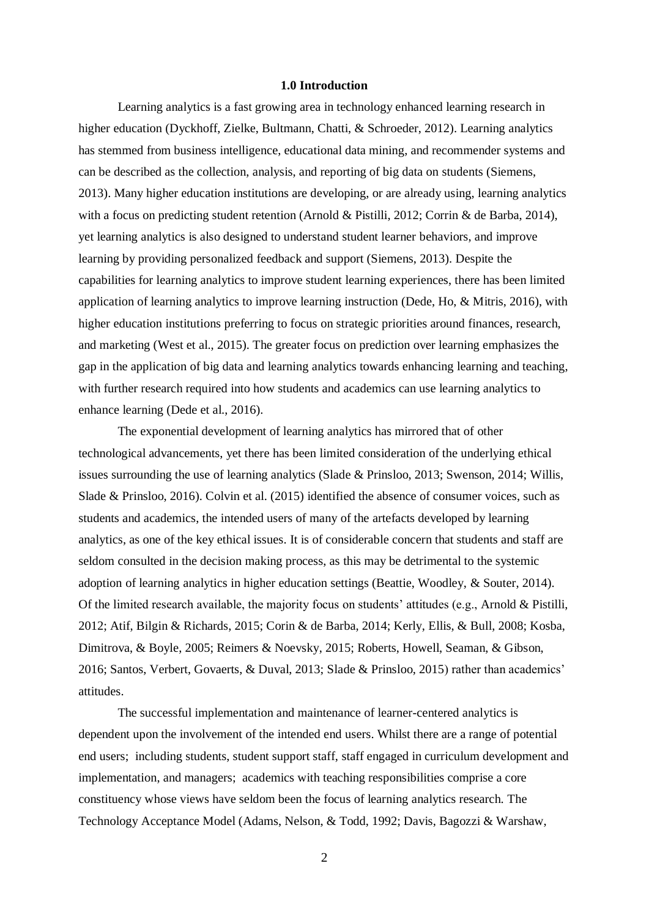# 1.0 Introduction

Learning analytics is a fast growing area in technology enhanced learning research in higher education (Dyckhoff, Zielke, Bultmann, Chatti, & Schroeder, 2012). Learning analytics has stemmed from business intelligence, educational data mining, and recommender systems and can be described as the collection, analysis, and reporting of big data on students (Siemens, 2013). Many higher education institutions are developing, or are already using, learning analytics with a focus on predicting student retention (Arnold & Pistilli, 2012; Corrin & de Barba, 2014), yet learning analytics is also designed to understand student learner behaviors, and improve learning by providing personalized feedback and support (Siemens, 2013). Despite the capabilities for learning analytics to improve student learning experiences, there has been limited application of learning analytics to improve learning instruction (Dede, Ho, & Mitris, 2016), with higher education institutions preferring to focus on strategic priorities around finances, research, and marketing (West et al., 2015). The greater focus on prediction over learning emphasizes the gap in the application of big data and learning analytics towards enhancing learning and teaching, with further research required into how students and academics can use learning analytics to enhance learning (Dede et al., 2016).

The exponential development of learning analytics has mirrored that of other technological advancements, yet there has been limited consideration of the underlying ethical issues surrounding the use of learning analytics (Slade & Prinsloo, 2013; Swenson, 2014; Willis, Slade & Prinsloo, 2016). Colvin et al. (2015) identified the absence of consumer voices, such as students and academics, the intended users of many of the artefacts developed by learning analytics, as one of the key ethical issues. It is of considerable concern that students and staff are seldom consulted in the decision making process, as this may be detrimental to the systemic adoption of learning analytics in higher education settings (Beattie, Woodley, & Souter, 2014). Of the limited research available, the majority focus on students' attitudes (e.g., Arnold & Pistilli, 2012; Atif, Bilgin & Richards, 2015; Corin & de Barba, 2014; Kerly, Ellis, & Bull, 2008; Kosba, Dimitrova, & Boyle, 2005; Reimers & Noevsky, 2015; Roberts, Howell, Seaman, & Gibson, 2016; Santos, Verbert, Govaerts, & Duval, 2013; Slade & Prinsloo, 2015) rather than academics' attitudes.

The successful implementation and maintenance of learner-centered analytics is dependent upon the involvement of the intended end users. Whilst there are a range of potential end users; including students, student support staff, staff engaged in curriculum development and implementation, and managers; academics with teaching responsibilities comprise a core constituency whose views have seldom been the focus of learning analytics research. The Technology Acceptance Model (Adams, Nelson, & Todd, 1992; Davis, Bagozzi & Warshaw,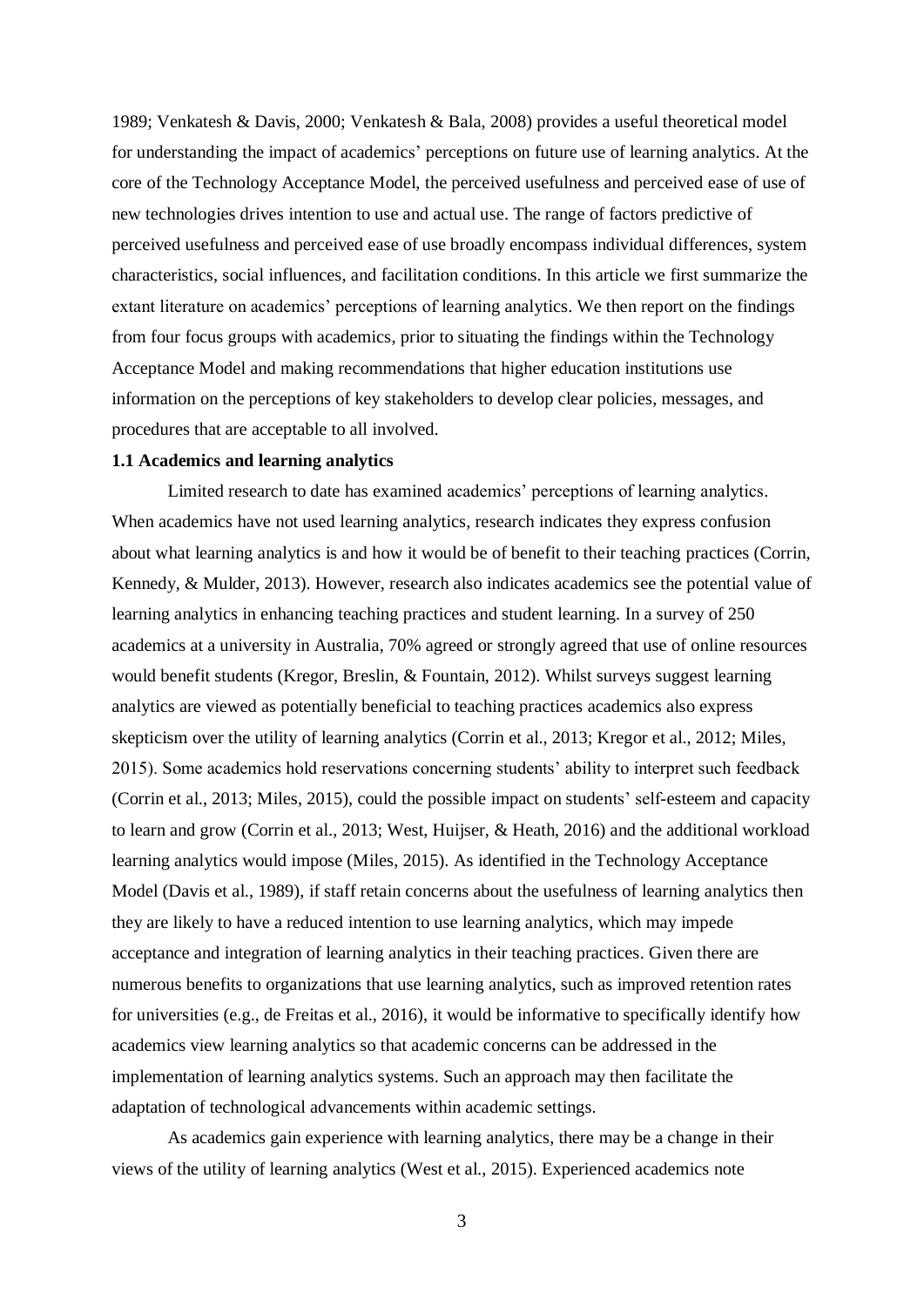1989; Venkatesh & Davis, 2000; Venkatesh & Bala, 2008) provides a useful theoretical model for understanding the impact of academics' perceptions on future use of learning analytics. At the core of the Technology Acceptance Model, the perceived usefulness and perceived ease of use of new technologies drives intention to use and actual use. The range of factors predictive of perceived usefulness and perceived ease of use broadly encompass individual differences, system characteristics, social influences, and facilitation conditions. In this article we first summarize the extant literature on academics' perceptions of learning analytics. We then report on the findings from four focus groups with academics, prior to situating the findings within the Technology Acceptance Model and making recommendations that higher education institutions use information on the perceptions of key stakeholders to develop clear policies, messages, and procedures that are acceptable to all involved.

### 1.1 Academics and learning analytics

Limited research to date has examined academics' perceptions of learning analytics. When academics have not used learning analytics, research indicates they express confusion about what learning analytics is and how it would be of benefit to their teaching practices (Corrin, Kennedy, & Mulder, 2013). However, research also indicates academics see the potential value of learning analytics in enhancing teaching practices and student learning. In a survey of 250 academics at a university in Australia, 70% agreed or strongly agreed that use of online resources would benefit students (Kregor, Breslin, & Fountain, 2012). Whilst surveys suggest learning analytics are viewed as potentially beneficial to teaching practices academics also express skepticism over the utility of learning analytics (Corrin et al., 2013; Kregor et al., 2012; Miles, 2015). Some academics hold reservations concerning students' ability to interpret such feedback (Corrin et al., 2013; Miles, 2015), could the possible impact on students' self-esteem and capacity to learn and grow (Corrin et al., 2013; West, Huijser, & Heath, 2016) and the additional workload learning analytics would impose (Miles, 2015). As identified in the Technology Acceptance Model (Davis et al., 1989), if staff retain concerns about the usefulness of learning analytics then they are likely to have a reduced intention to use learning analytics, which may impede acceptance and integration of learning analytics in their teaching practices. Given there are numerous benefits to organizations that use learning analytics, such as improved retention rates for universities (e.g., de Freitas et al., 2016), it would be informative to specifically identify how academics view learning analytics so that academic concerns can be addressed in the implementation of learning analytics systems. Such an approach may then facilitate the adaptation of technological advancements within academic settings.

As academics gain experience with learning analytics, there may be a change in their views of the utility of learning analytics (West et al., 2015). Experienced academics note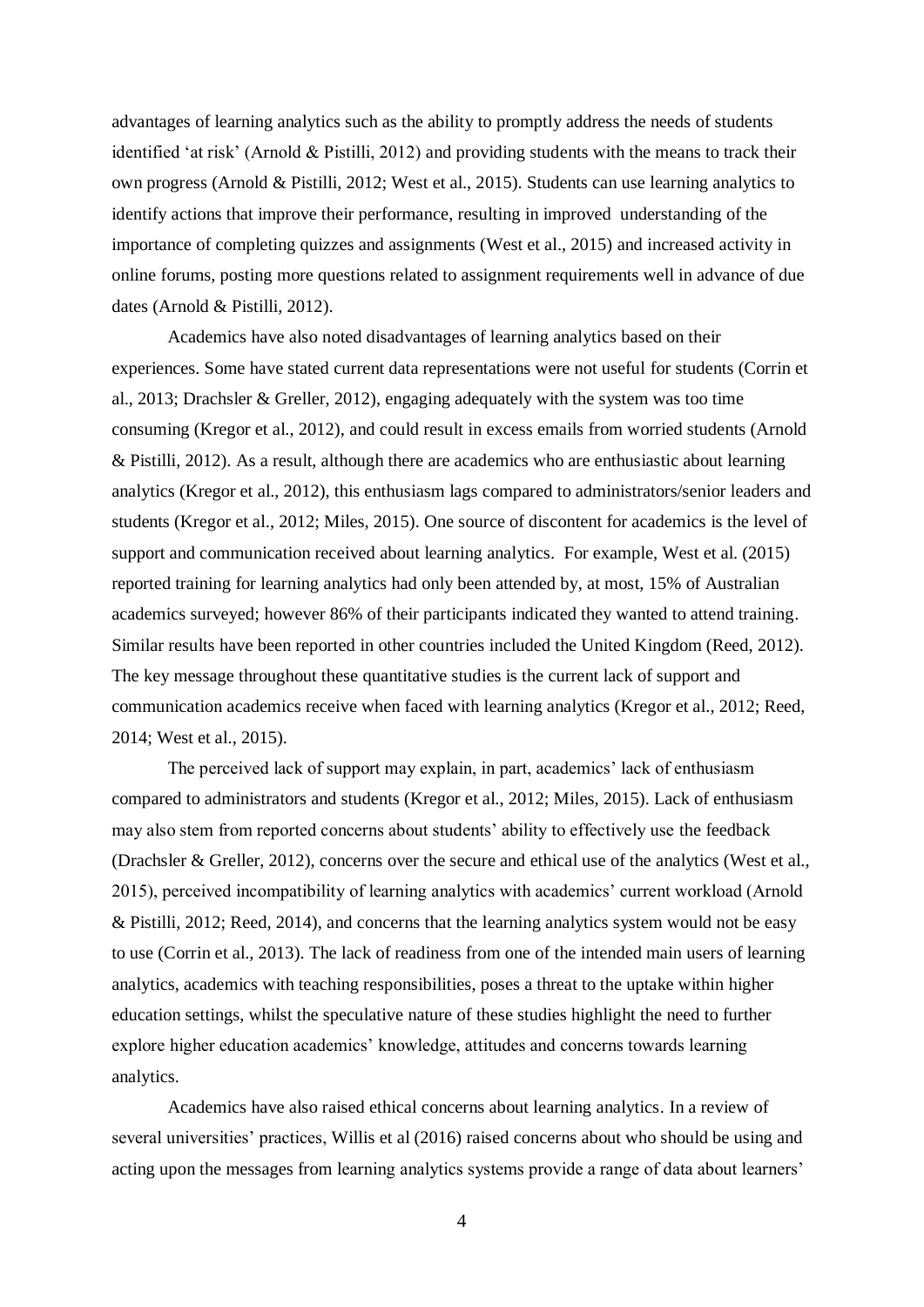advantages of learning analytics such as the ability to promptly address the needs of students identified 'at risk' (Arnold & Pistilli, 2012) and providing students with the means to track their own progress (Arnold & Pistilli, 2012; West et al., 2015). Students can use learning analytics to identify actions that improve their performance, resulting in improved understanding of the importance of completing quizzes and assignments (West et al., 2015) and increased activity in online forums, posting more questions related to assignment requirements well in advance of due dates (Arnold & Pistilli, 2012).

Academics have also noted disadvantages of learning analytics based on their experiences. Some have stated current data representations were not useful for students (Corrin et al., 2013; Drachsler & Greller, 2012), engaging adequately with the system was too time consuming (Kregor et al., 2012), and could result in excess emails from worried students (Arnold & Pistilli, 2012). As a result, although there are academics who are enthusiastic about learning analytics (Kregor et al., 2012), this enthusiasm lags compared to administrators/senior leaders and students (Kregor et al., 2012; Miles, 2015). One source of discontent for academics is the level of support and communication received about learning analytics. For example, West et al. (2015) reported training for learning analytics had only been attended by, at most, 15% of Australian academics surveyed; however 86% of their participants indicated they wanted to attend training. Similar results have been reported in other countries included the United Kingdom (Reed, 2012). The key message throughout these quantitative studies is the current lack of support and communication academics receive when faced with learning analytics (Kregor et al., 2012; Reed, 2014; West et al., 2015).

The perceived lack of support may explain, in part, academics' lack of enthusiasm compared to administrators and students (Kregor et al., 2012; Miles, 2015). Lack of enthusiasm may also stem from reported concerns about students' ability to effectively use the feedback (Drachsler & Greller, 2012), concerns over the secure and ethical use of the analytics (West et al., 2015), perceived incompatibility of learning analytics with academics' current workload (Arnold & Pistilli, 2012; Reed, 2014), and concerns that the learning analytics system would not be easy to use (Corrin et al., 2013). The lack of readiness from one of the intended main users of learning analytics, academics with teaching responsibilities, poses a threat to the uptake within higher education settings, whilst the speculative nature of these studies highlight the need to further explore higher education academics' knowledge, attitudes and concerns towards learning analytics.

Academics have also raised ethical concerns about learning analytics. In a review of several universities' practices, Willis et al (2016) raised concerns about who should be using and acting upon the messages from learning analytics systems provide a range of data about learners'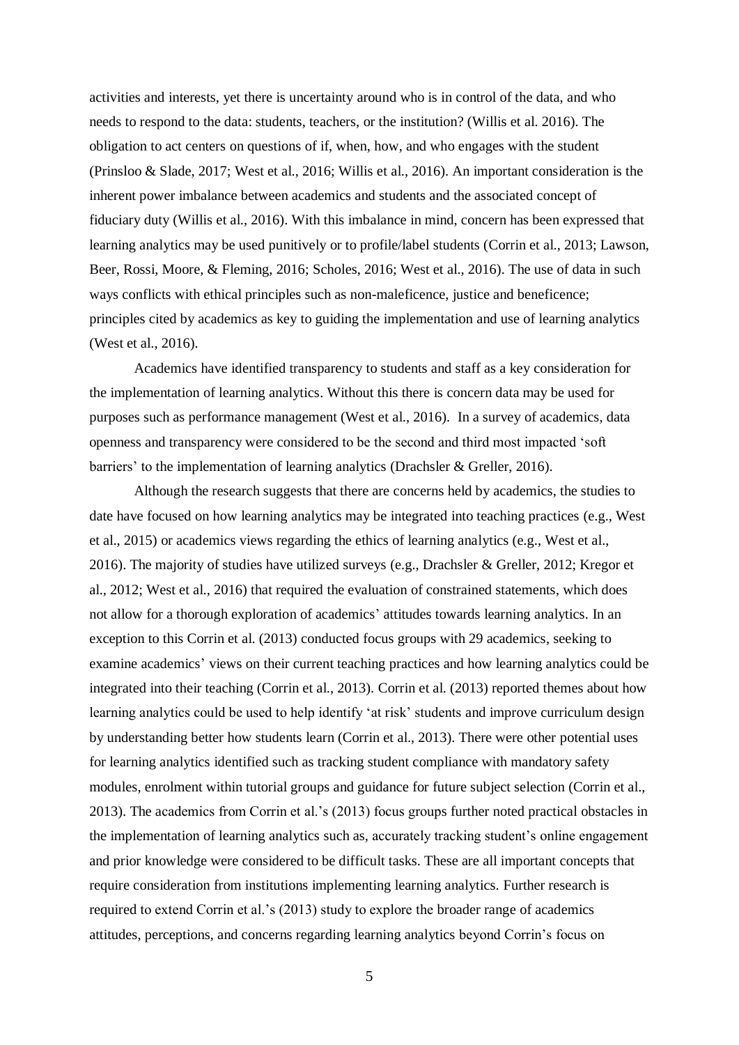activities and interests, yet there is uncertainty around who is in control of the data, and who needs to respond to the data: students, teachers, or the institution? (Willis et al. 2016). The obligation to act centers on questions of if, when, how, and who engages with the student (Prinsloo & Slade, 2017; West et al., 2016; Willis et al., 2016). An important consideration is the inherent power imbalance between academics and students and the associated concept of fiduciary duty (Willis et al., 2016). With this imbalance in mind, concern has been expressed that learning analytics may be used punitively or to profile/label students (Corrin et al., 2013; Lawson, Beer, Rossi, Moore, & Fleming, 2016; Scholes, 2016; West et al., 2016). The use of data in such ways conflicts with ethical principles such as non-maleficence, justice and beneficence; principles cited by academics as key to guiding the implementation and use of learning analytics (West et al., 2016).

Academics have identified transparency to students and staff as a key consideration for the implementation of learning analytics. Without this there is concern data may be used for purposes such as performance management (West et al., 2016). In a survey of academics, data openness and transparency were considered to be the second and third most impacted 'soft barriers' to the implementation of learning analytics (Drachsler & Greller, 2016).

Although the research suggests that there are concerns held by academics, the studies to date have focused on how learning analytics may be integrated into teaching practices (e.g., West et al., 2015) or academics views regarding the ethics of learning analytics (e.g., West et al., 2016). The majority of studies have utilized surveys (e.g., Drachsler & Greller, 2012; Kregor et al., 2012; West et al., 2016) that required the evaluation of constrained statements, which does not allow for a thorough exploration of academics' attitudes towards learning analytics. In an exception to this Corrin et al. (2013) conducted focus groups with 29 academics, seeking to examine academics' views on their current teaching practices and how learning analytics could be integrated into their teaching (Corrin et al., 2013). Corrin et al. (2013) reported themes about how learning analytics could be used to help identify 'at risk' students and improve curriculum design by understanding better how students learn (Corrin et al., 2013). There were other potential uses for learning analytics identified such as tracking student compliance with mandatory safety modules, enrolment within tutorial groups and guidance for future subject selection (Corrin et al., 2013). The academics from Corrin et al.'s (2013) focus groups further noted practical obstacles in the implementation of learning analytics such as, accurately tracking student's online engagement and prior knowledge were considered to be difficult tasks. These are all important concepts that require consideration from institutions implementing learning analytics. Further research is required to extend Corrin et al.'s (2013) study to explore the broader range of academics attitudes, perceptions, and concerns regarding learning analytics beyond Corrin's focus on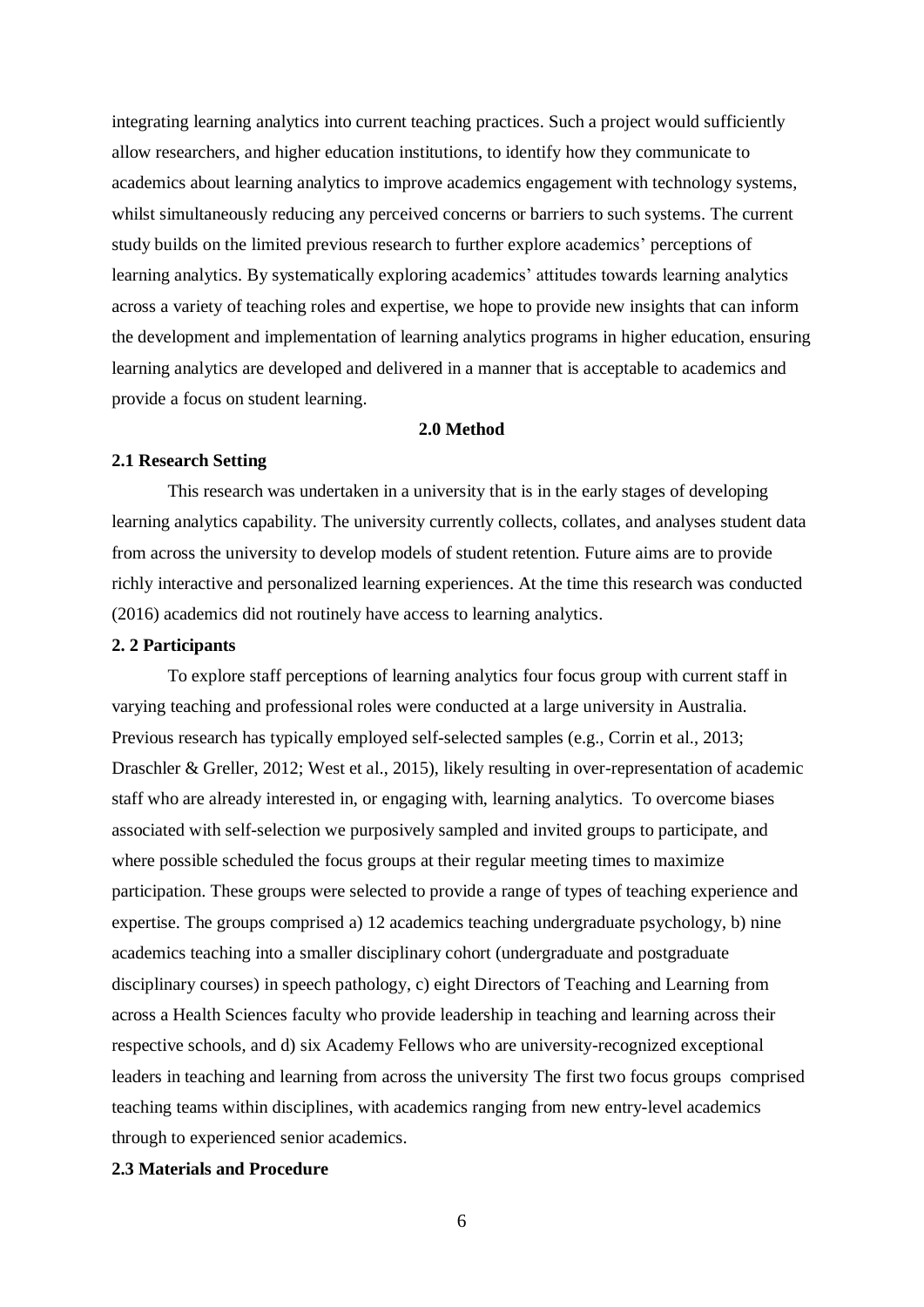integrating learning analytics into current teaching practices. Such a project would sufficiently allow researchers, and higher education institutions, to identify how they communicate to academics about learning analytics to improve academics engagement with technology systems, whilst simultaneously reducing any perceived concerns or barriers to such systems. The current study builds on the limited previous research to further explore academics' perceptions of learning analytics. By systematically exploring academics' attitudes towards learning analytics across a variety of teaching roles and expertise, we hope to provide new insights that can inform the development and implementation of learning analytics programs in higher education, ensuring learning analytics are developed and delivered in a manner that is acceptable to academics and provide a focus on student learning.

## 2.0 Method

### 2.1 Research Setting

This research was undertaken in a university that is in the early stages of developing learning analytics capability. The university currently collects, collates, and analyses student data from across the university to develop models of student retention. Future aims are to provide richly interactive and personalized learning experiences. At the time this research was conducted (2016) academics did not routinely have access to learning analytics.

### 2. 2 Participants

To explore staff perceptions of learning analytics four focus group with current staff in varying teaching and professional roles were conducted at a large university in Australia. Previous research has typically employed self-selected samples (e.g., Corrin et al., 2013; Draschler & Greller, 2012; West et al., 2015), likely resulting in over-representation of academic staff who are already interested in, or engaging with, learning analytics. To overcome biases associated with self-selection we purposively sampled and invited groups to participate, and where possible scheduled the focus groups at their regular meeting times to maximize participation. These groups were selected to provide a range of types of teaching experience and expertise. The groups comprised a) 12 academics teaching undergraduate psychology, b) nine academics teaching into a smaller disciplinary cohort (undergraduate and postgraduate disciplinary courses) in speech pathology, c) eight Directors of Teaching and Learning from across a Health Sciences faculty who provide leadership in teaching and learning across their respective schools, and d) six Academy Fellows who are university-recognized exceptional leaders in teaching and learning from across the university The first two focus groups comprised teaching teams within disciplines, with academics ranging from new entry-level academics through to experienced senior academics.

### 2.3 Materials and Procedure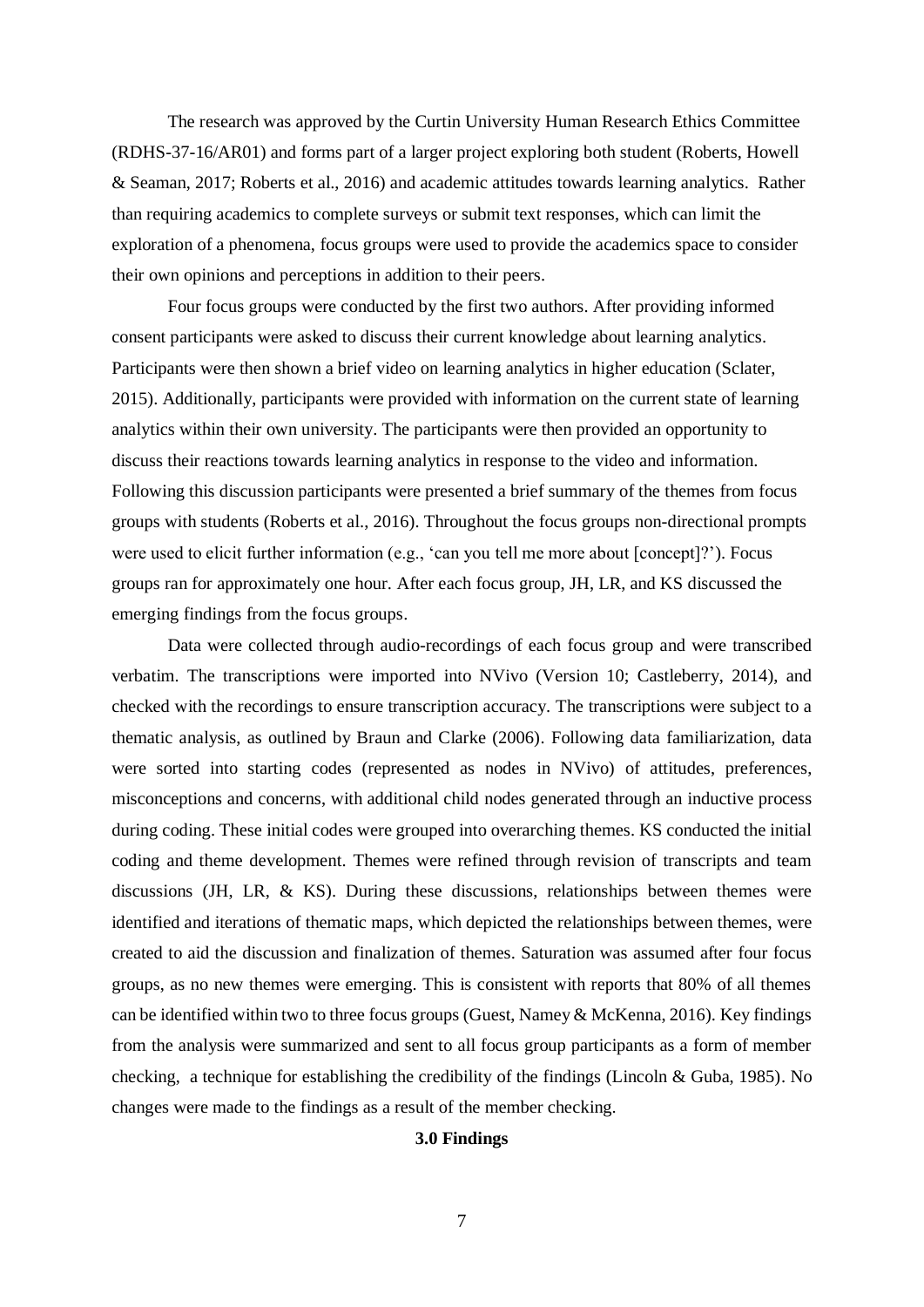The research was approved by the Curtin University Human Research Ethics Committee (RDHS-37-16/AR01) and forms part of a larger project exploring both student (Roberts, Howell & Seaman, 2017; Roberts et al., 2016) and academic attitudes towards learning analytics. Rather than requiring academics to complete surveys or submit text responses, which can limit the exploration of a phenomena, focus groups were used to provide the academics space to consider their own opinions and perceptions in addition to their peers.

Four focus groups were conducted by the first two authors. After providing informed consent participants were asked to discuss their current knowledge about learning analytics. Participants were then shown a brief video on learning analytics in higher education (Sclater, 2015). Additionally, participants were provided with information on the current state of learning analytics within their own university. The participants were then provided an opportunity to discuss their reactions towards learning analytics in response to the video and information. Following this discussion participants were presented a brief summary of the themes from focus groups with students (Roberts et al., 2016). Throughout the focus groups non-directional prompts were used to elicit further information (e.g., 'can you tell me more about [concept]?'). Focus groups ran for approximately one hour. After each focus group, JH, LR, and KS discussed the emerging findings from the focus groups.

Data were collected through audio-recordings of each focus group and were transcribed verbatim. The transcriptions were imported into NVivo (Version 10; Castleberry, 2014), and checked with the recordings to ensure transcription accuracy. The transcriptions were subject to a thematic analysis, as outlined by Braun and Clarke (2006). Following data familiarization, data were sorted into starting codes (represented as nodes in NVivo) of attitudes, preferences, misconceptions and concerns, with additional child nodes generated through an inductive process during coding. These initial codes were grouped into overarching themes. KS conducted the initial coding and theme development. Themes were refined through revision of transcripts and team discussions (JH, LR, & KS). During these discussions, relationships between themes were identified and iterations of thematic maps, which depicted the relationships between themes, were created to aid the discussion and finalization of themes. Saturation was assumed after four focus groups, as no new themes were emerging. This is consistent with reports that 80% of all themes can be identified within two to three focus groups (Guest, Namey & McKenna, 2016). Key findings from the analysis were summarized and sent to all focus group participants as a form of member checking, a technique for establishing the credibility of the findings (Lincoln & Guba, 1985). No changes were made to the findings as a result of the member checking.

## 3.0 Findings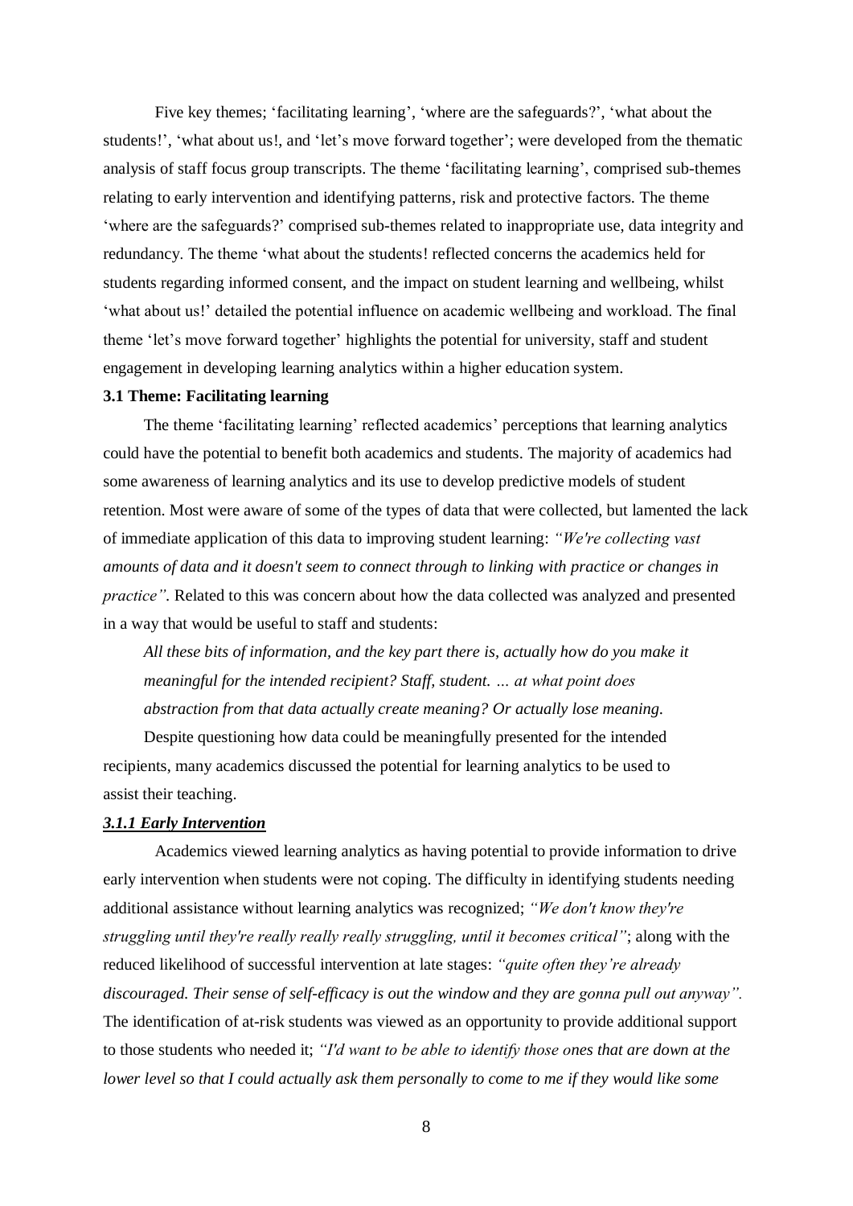Five key themes; 'facilitating learning', 'where are the safeguards?', 'what about the students!', 'what about us!, and 'let's move forward together'; were developed from the thematic analysis of staff focus group transcripts. The theme 'facilitating learning', comprised sub-themes relating to early intervention and identifying patterns, risk and protective factors. The theme 'where are the safeguards?' comprised sub-themes related to inappropriate use, data integrity and redundancy. The theme 'what about the students! reflected concerns the academics held for students regarding informed consent, and the impact on student learning and wellbeing, whilst 'what about us!' detailed the potential influence on academic wellbeing and workload. The final theme 'let's move forward together' highlights the potential for university, staff and student engagement in developing learning analytics within a higher education system.

**3.1 Theme: Facilitating learning**

The theme 'facilitating learning' reflected academics' perceptions that learning analytics could have the potential to benefit both academics and students. The majority of academics had some awareness of learning analytics and its use to develop predictive models of student retention. Most were aware of some of the types of data that were collected, but lamented the lack of immediate application of this data to improving student learning: *"We're collecting vast amounts of data and it doesn't seem to connect through to linking with practice or changes in practice".* Related to this was concern about how the data collected was analyzed and presented in a way that would be useful to staff and students:

> *All these bits of information, and the key part there is, actually how do you make it meaningful for the intended recipient? Staff, student. … at what point does abstraction from that data actually create meaning? Or actually lose meaning.*

Despite questioning how data could be meaningfully presented for the intended recipients, many academics discussed the potential for learning analytics to be used to assist their teaching.

***3.1.1 Early Intervention***

Academics viewed learning analytics as having potential to provide information to drive early intervention when students were not coping. The difficulty in identifying students needing additional assistance without learning analytics was recognized; *"We don't know they're struggling until they're really really really struggling, until it becomes critical"*; along with the reduced likelihood of successful intervention at late stages: *"quite often they're already discouraged. Their sense of self-efficacy is out the window and they are gonna pull out anyway".* The identification of at-risk students was viewed as an opportunity to provide additional support to those students who needed it; *"I'd want to be able to identify those ones that are down at the lower level so that I could actually ask them personally to come to me if they would like some*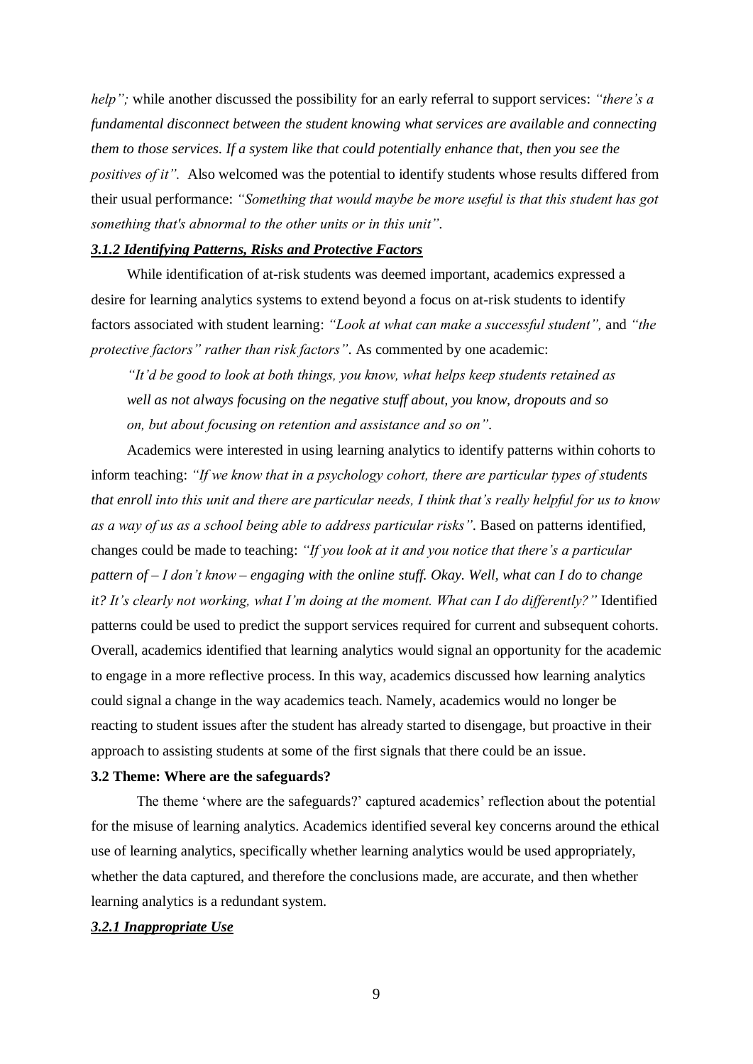*help";* while another discussed the possibility for an early referral to support services: *"there's a fundamental disconnect between the student knowing what services are available and connecting them to those services. If a system like that could potentially enhance that, then you see the positives of it".* Also welcomed was the potential to identify students whose results differed from their usual performance: *"Something that would maybe be more useful is that this student has got something that's abnormal to the other units or in this unit"*.

### ***3.1.2 Identifying Patterns, Risks and Protective Factors***

While identification of at-risk students was deemed important, academics expressed a desire for learning analytics systems to extend beyond a focus on at-risk students to identify factors associated with student learning: *"Look at what can make a successful student",* and *"the protective factors" rather than risk factors".* As commented by one academic:

> *"It'd be good to look at both things, you know, what helps keep students retained as well as not always focusing on the negative stuff about, you know, dropouts and so on, but about focusing on retention and assistance and so on".*

Academics were interested in using learning analytics to identify patterns within cohorts to inform teaching: *"If we know that in a psychology cohort, there are particular types of students that enroll into this unit and there are particular needs, I think that's really helpful for us to know as a way of us as a school being able to address particular risks".* Based on patterns identified, changes could be made to teaching: *"If you look at it and you notice that there's a particular pattern of – I don't know – engaging with the online stuff. Okay. Well, what can I do to change it? It's clearly not working, what I'm doing at the moment. What can I do differently?"* Identified patterns could be used to predict the support services required for current and subsequent cohorts. Overall, academics identified that learning analytics would signal an opportunity for the academic to engage in a more reflective process. In this way, academics discussed how learning analytics could signal a change in the way academics teach. Namely, academics would no longer be reacting to student issues after the student has already started to disengage, but proactive in their approach to assisting students at some of the first signals that there could be an issue.

### **3.2 Theme: Where are the safeguards?**

The theme 'where are the safeguards?' captured academics' reflection about the potential for the misuse of learning analytics. Academics identified several key concerns around the ethical use of learning analytics, specifically whether learning analytics would be used appropriately, whether the data captured, and therefore the conclusions made, are accurate, and then whether learning analytics is a redundant system.

### ***3.2.1 Inappropriate Use***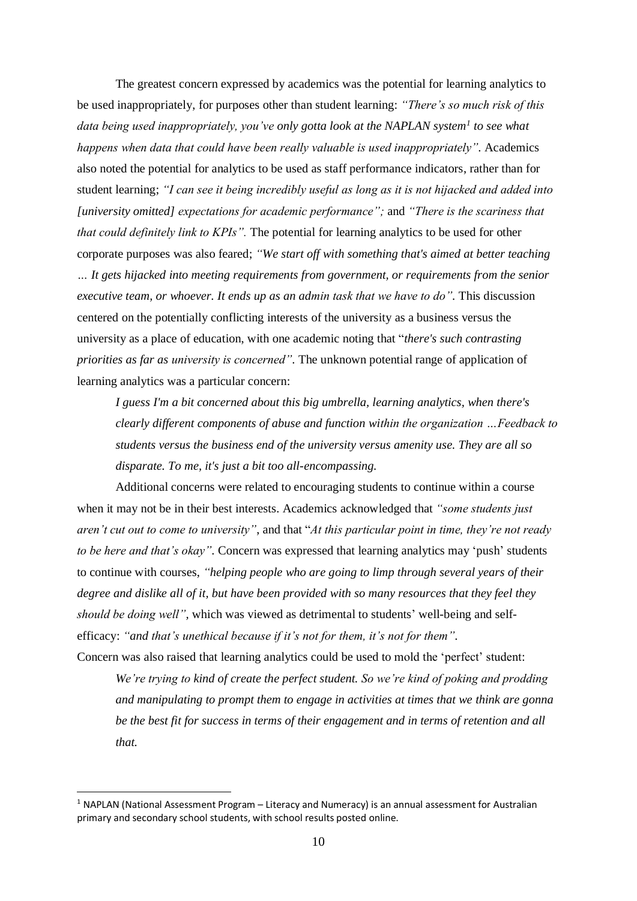The greatest concern expressed by academics was the potential for learning analytics to be used inappropriately, for purposes other than student learning: *"There's so much risk of this data being used inappropriately, you've only gotta look at the NAPLAN system*[1] *to see what happens when data that could have been really valuable is used inappropriately".* Academics also noted the potential for analytics to be used as staff performance indicators, rather than for student learning; *"I can see it being incredibly useful as long as it is not hijacked and added into [university omitted] expectations for academic performance";* and *"There is the scariness that that could definitely link to KPIs".* The potential for learning analytics to be used for other corporate purposes was also feared; *"We start off with something that's aimed at better teaching … It gets hijacked into meeting requirements from government, or requirements from the senior executive team, or whoever. It ends up as an admin task that we have to do".* This discussion centered on the potentially conflicting interests of the university as a business versus the university as a place of education, with one academic noting that "*there's such contrasting priorities as far as university is concerned".* The unknown potential range of application of learning analytics was a particular concern:

> *I guess I'm a bit concerned about this big umbrella, learning analytics, when there's clearly different components of abuse and function within the organization …Feedback to students versus the business end of the university versus amenity use. They are all so disparate. To me, it's just a bit too all-encompassing.*

Additional concerns were related to encouraging students to continue within a course when it may not be in their best interests. Academics acknowledged that *"some students just aren't cut out to come to university"*, and that "*At this particular point in time, they're not ready to be here and that's okay"*. Concern was expressed that learning analytics may 'push' students to continue with courses, *"helping people who are going to limp through several years of their degree and dislike all of it, but have been provided with so many resources that they feel they should be doing well"*, which was viewed as detrimental to students' well-being and self-efficacy: *"and that's unethical because if it's not for them, it's not for them".*

Concern was also raised that learning analytics could be used to mold the 'perfect' student:

> *We're trying to kind of create the perfect student. So we're kind of poking and prodding and manipulating to prompt them to engage in activities at times that we think are gonna be the best fit for success in terms of their engagement and in terms of retention and all that.*

---

[1] NAPLAN (National Assessment Program – Literacy and Numeracy) is an annual assessment for Australian primary and secondary school students, with school results posted online.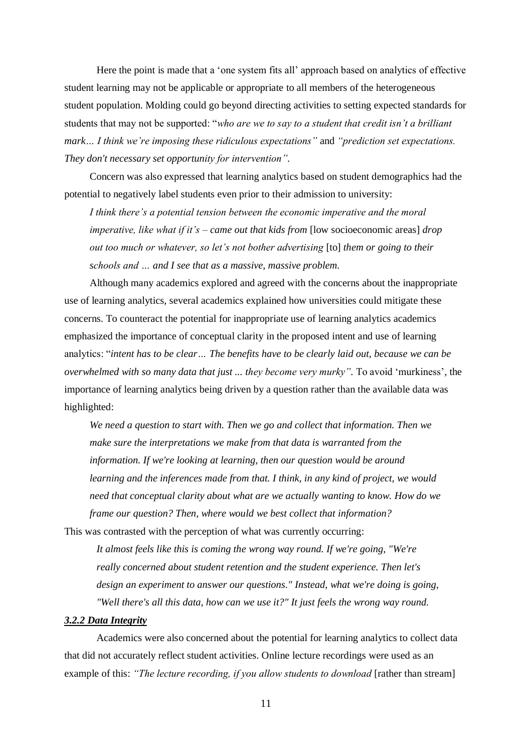Here the point is made that a 'one system fits all' approach based on analytics of effective student learning may not be applicable or appropriate to all members of the heterogeneous student population. Molding could go beyond directing activities to setting expected standards for students that may not be supported: "*who are we to say to a student that credit isn't a brilliant mark… I think we're imposing these ridiculous expectations"* and *"prediction set expectations. They don't necessary set opportunity for intervention"*.

Concern was also expressed that learning analytics based on student demographics had the potential to negatively label students even prior to their admission to university:

> *I think there's a potential tension between the economic imperative and the moral imperative, like what if it's – came out that kids from* [low socioeconomic areas] *drop out too much or whatever, so let's not bother advertising* [to] *them or going to their schools and … and I see that as a massive, massive problem.*

Although many academics explored and agreed with the concerns about the inappropriate use of learning analytics, several academics explained how universities could mitigate these concerns. To counteract the potential for inappropriate use of learning analytics academics emphasized the importance of conceptual clarity in the proposed intent and use of learning analytics: "*intent has to be clear… The benefits have to be clearly laid out, because we can be overwhelmed with so many data that just ... they become very murky"*. To avoid 'murkiness', the importance of learning analytics being driven by a question rather than the available data was highlighted:

> *We need a question to start with. Then we go and collect that information. Then we make sure the interpretations we make from that data is warranted from the information. If we're looking at learning, then our question would be around learning and the inferences made from that. I think, in any kind of project, we would need that conceptual clarity about what are we actually wanting to know. How do we frame our question? Then, where would we best collect that information?*

This was contrasted with the perception of what was currently occurring:

> *It almost feels like this is coming the wrong way round. If we're going, "We're really concerned about student retention and the student experience. Then let's design an experiment to answer our questions." Instead, what we're doing is going, "Well there's all this data, how can we use it?" It just feels the wrong way round.*

#### ***3.2.2 Data Integrity***

Academics were also concerned about the potential for learning analytics to collect data that did not accurately reflect student activities. Online lecture recordings were used as an example of this: *"The lecture recording, if you allow students to download* [rather than stream]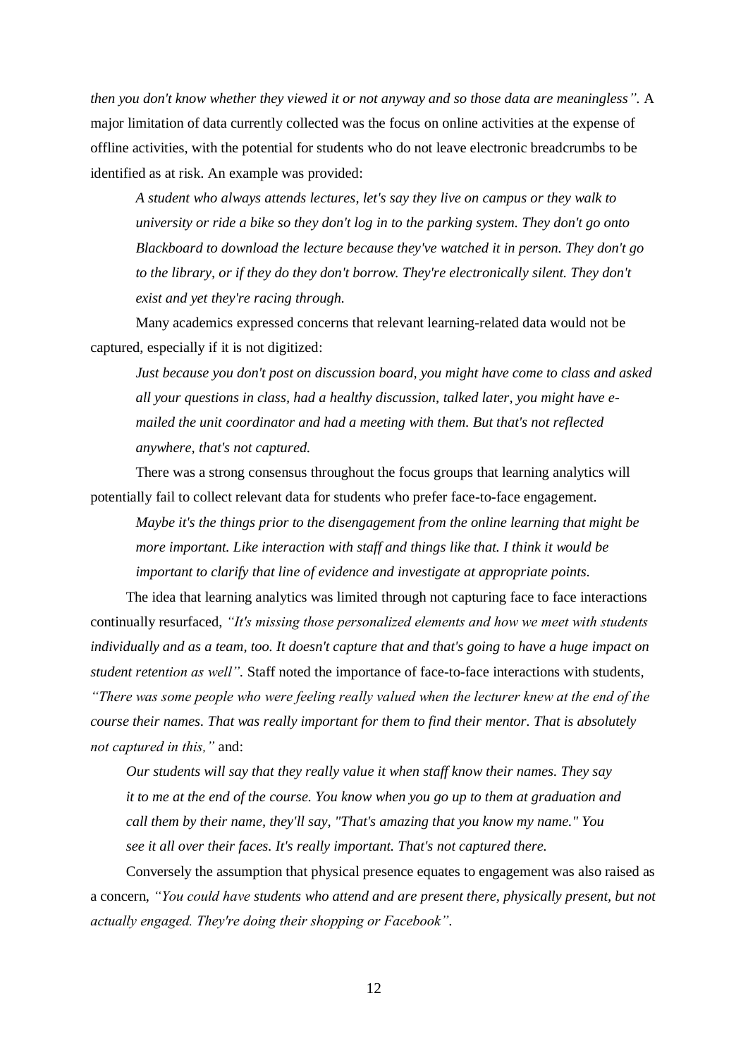*then you don't know whether they viewed it or not anyway and so those data are meaningless"*. A major limitation of data currently collected was the focus on online activities at the expense of offline activities, with the potential for students who do not leave electronic breadcrumbs to be identified as at risk. An example was provided:

> *A student who always attends lectures, let's say they live on campus or they walk to university or ride a bike so they don't log in to the parking system. They don't go onto Blackboard to download the lecture because they've watched it in person. They don't go to the library, or if they do they don't borrow. They're electronically silent. They don't exist and yet they're racing through.*

Many academics expressed concerns that relevant learning-related data would not be captured, especially if it is not digitized:

> *Just because you don't post on discussion board, you might have come to class and asked all your questions in class, had a healthy discussion, talked later, you might have e-mailed the unit coordinator and had a meeting with them. But that's not reflected anywhere, that's not captured.*

There was a strong consensus throughout the focus groups that learning analytics will potentially fail to collect relevant data for students who prefer face-to-face engagement.

> *Maybe it's the things prior to the disengagement from the online learning that might be more important. Like interaction with staff and things like that. I think it would be important to clarify that line of evidence and investigate at appropriate points.*

The idea that learning analytics was limited through not capturing face to face interactions continually resurfaced, *"It's missing those personalized elements and how we meet with students individually and as a team, too. It doesn't capture that and that's going to have a huge impact on student retention as well"*. Staff noted the importance of face-to-face interactions with students, *"There was some people who were feeling really valued when the lecturer knew at the end of the course their names. That was really important for them to find their mentor. That is absolutely not captured in this,"* and:

> *Our students will say that they really value it when staff know their names. They say it to me at the end of the course. You know when you go up to them at graduation and call them by their name, they'll say, "That's amazing that you know my name." You see it all over their faces. It's really important. That's not captured there.*

Conversely the assumption that physical presence equates to engagement was also raised as a concern, *"You could have students who attend and are present there, physically present, but not actually engaged. They're doing their shopping or Facebook"*.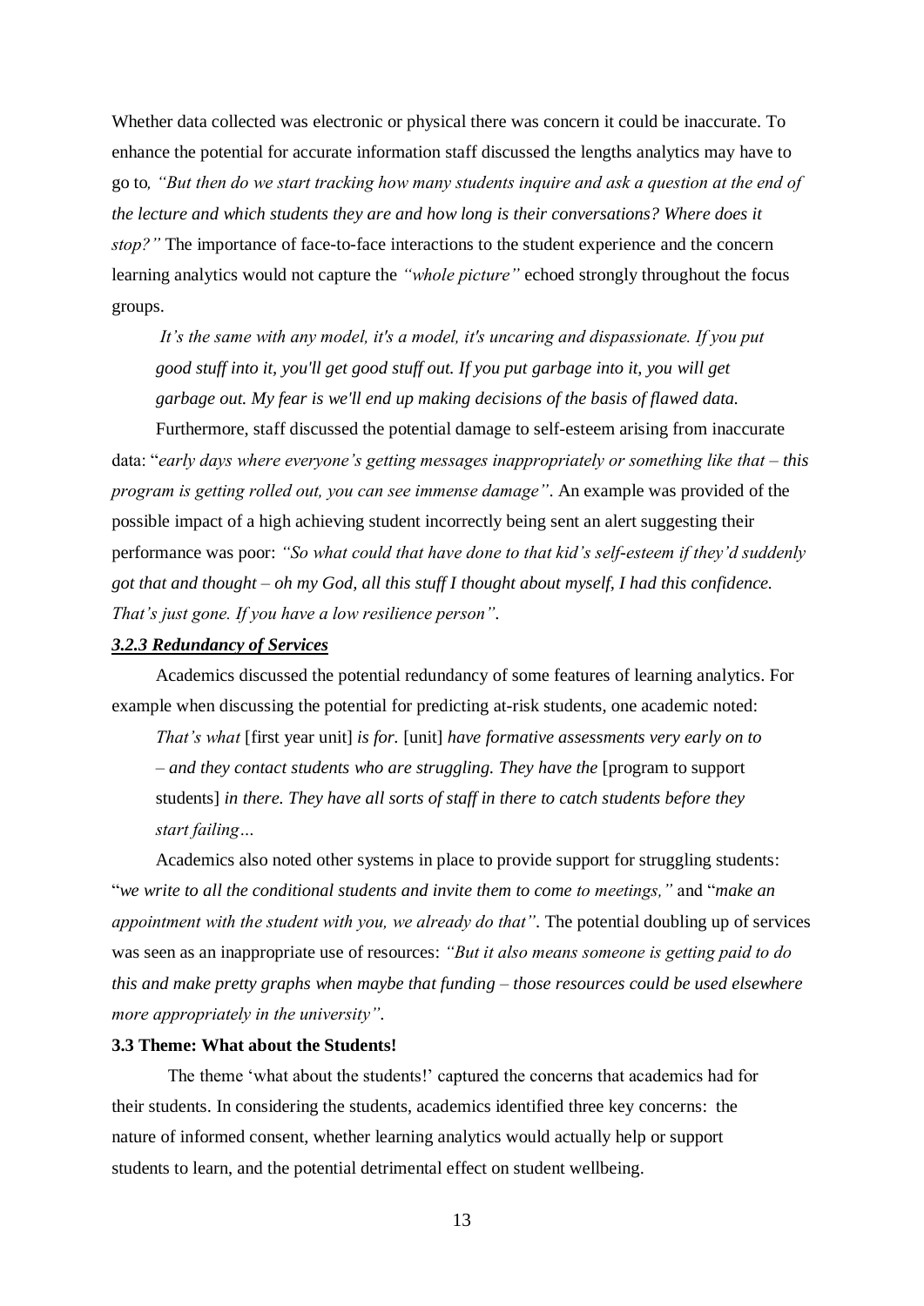Whether data collected was electronic or physical there was concern it could be inaccurate. To enhance the potential for accurate information staff discussed the lengths analytics may have to go to*, "But then do we start tracking how many students inquire and ask a question at the end of the lecture and which students they are and how long is their conversations? Where does it stop?"* The importance of face-to-face interactions to the student experience and the concern learning analytics would not capture the *"whole picture"* echoed strongly throughout the focus groups.

> *It's the same with any model, it's a model, it's uncaring and dispassionate. If you put good stuff into it, you'll get good stuff out. If you put garbage into it, you will get garbage out. My fear is we'll end up making decisions of the basis of flawed data.*

Furthermore, staff discussed the potential damage to self-esteem arising from inaccurate data: "*early days where everyone's getting messages inappropriately or something like that – this program is getting rolled out, you can see immense damage"*. An example was provided of the possible impact of a high achieving student incorrectly being sent an alert suggesting their performance was poor: *"So what could that have done to that kid's self-esteem if they'd suddenly got that and thought – oh my God, all this stuff I thought about myself, I had this confidence. That's just gone. If you have a low resilience person"*.

### *3.2.3 Redundancy of Services*

Academics discussed the potential redundancy of some features of learning analytics. For example when discussing the potential for predicting at-risk students, one academic noted:

> *That's what* [first year unit] *is for.* [unit] *have formative assessments very early on to – and they contact students who are struggling. They have the* [program to support students] *in there. They have all sorts of staff in there to catch students before they start failing…*

Academics also noted other systems in place to provide support for struggling students: "*we write to all the conditional students and invite them to come to meetings,"* and "*make an appointment with the student with you, we already do that"*. The potential doubling up of services was seen as an inappropriate use of resources: *"But it also means someone is getting paid to do this and make pretty graphs when maybe that funding – those resources could be used elsewhere more appropriately in the university"*.

### 3.3 Theme: What about the Students!

The theme 'what about the students!' captured the concerns that academics had for their students. In considering the students, academics identified three key concerns: the nature of informed consent, whether learning analytics would actually help or support students to learn, and the potential detrimental effect on student wellbeing.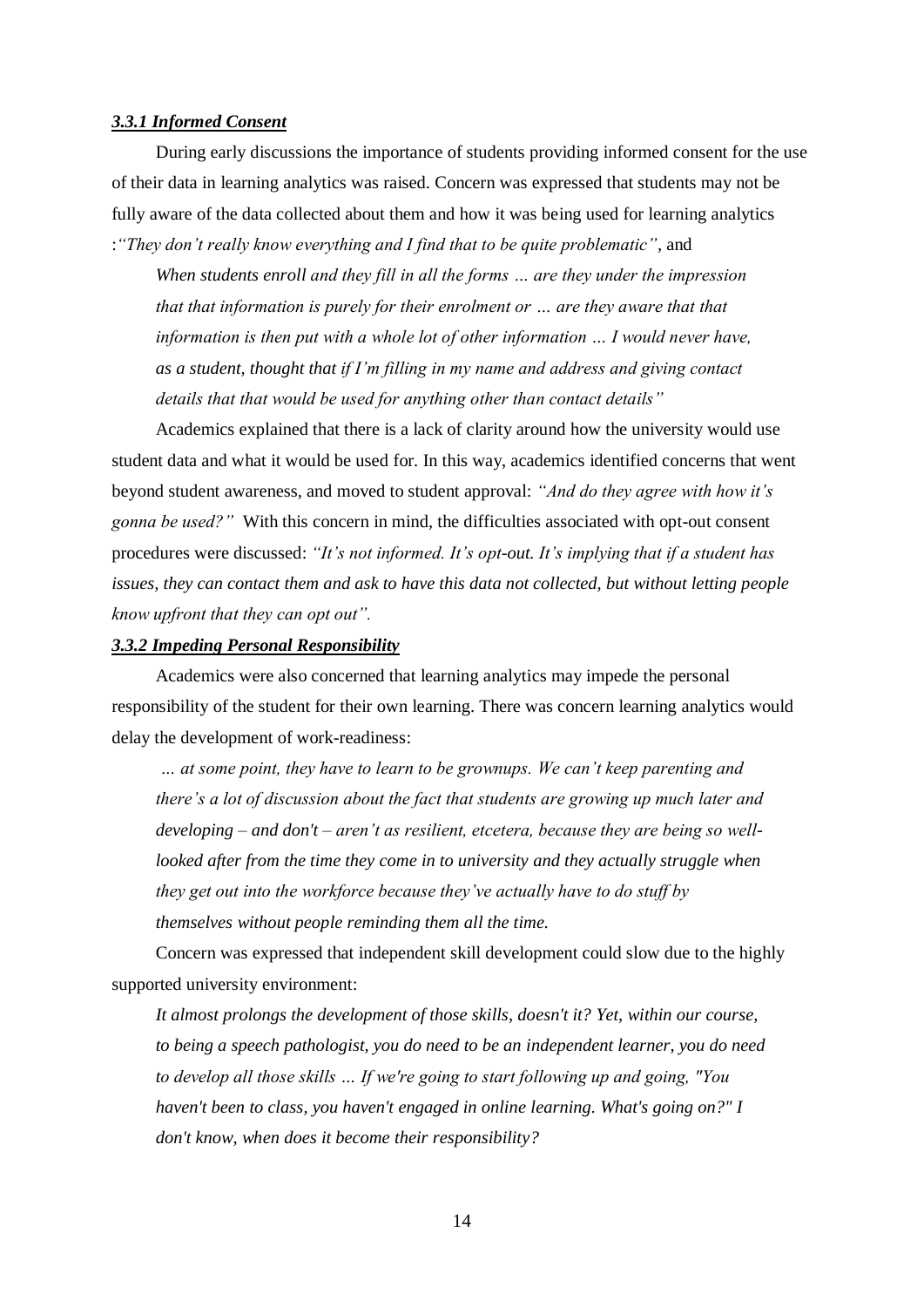### *3.3.1 Informed Consent*

During early discussions the importance of students providing informed consent for the use of their data in learning analytics was raised. Concern was expressed that students may not be fully aware of the data collected about them and how it was being used for learning analytics :*"They don't really know everything and I find that to be quite problematic"*, and

> *When students enroll and they fill in all the forms … are they under the impression that that information is purely for their enrolment or … are they aware that that information is then put with a whole lot of other information … I would never have, as a student, thought that if I'm filling in my name and address and giving contact details that that would be used for anything other than contact details"*

Academics explained that there is a lack of clarity around how the university would use student data and what it would be used for. In this way, academics identified concerns that went beyond student awareness, and moved to student approval: *"And do they agree with how it's gonna be used?"* With this concern in mind, the difficulties associated with opt-out consent procedures were discussed: *"It's not informed. It's opt-out. It's implying that if a student has issues, they can contact them and ask to have this data not collected, but without letting people know upfront that they can opt out".*

### *3.3.2 Impeding Personal Responsibility*

Academics were also concerned that learning analytics may impede the personal responsibility of the student for their own learning. There was concern learning analytics would delay the development of work-readiness:

> *… at some point, they have to learn to be grownups. We can't keep parenting and there's a lot of discussion about the fact that students are growing up much later and developing – and don't – aren't as resilient, etcetera, because they are being so well-looked after from the time they come in to university and they actually struggle when they get out into the workforce because they've actually have to do stuff by themselves without people reminding them all the time.*

Concern was expressed that independent skill development could slow due to the highly supported university environment:

> *It almost prolongs the development of those skills, doesn't it? Yet, within our course, to being a speech pathologist, you do need to be an independent learner, you do need to develop all those skills … If we're going to start following up and going, "You haven't been to class, you haven't engaged in online learning. What's going on?" I don't know, when does it become their responsibility?*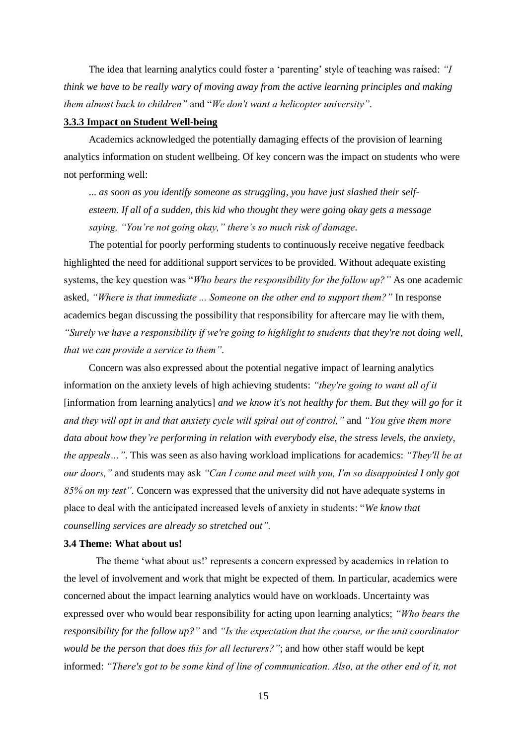The idea that learning analytics could foster a 'parenting' style of teaching was raised: *"I think we have to be really wary of moving away from the active learning principles and making them almost back to children"* and "*We don't want a helicopter university"*.

### 3.3.3 Impact on Student Well-being

Academics acknowledged the potentially damaging effects of the provision of learning analytics information on student wellbeing. Of key concern was the impact on students who were not performing well:

> *... as soon as you identify someone as struggling, you have just slashed their self-esteem. If all of a sudden, this kid who thought they were going okay gets a message saying, "You're not going okay," there's so much risk of damage*.

The potential for poorly performing students to continuously receive negative feedback highlighted the need for additional support services to be provided. Without adequate existing systems, the key question was "*Who bears the responsibility for the follow up?"* As one academic asked, *"Where is that immediate ... Someone on the other end to support them?"* In response academics began discussing the possibility that responsibility for aftercare may lie with them, *"Surely we have a responsibility if we're going to highlight to students that they're not doing well, that we can provide a service to them"*.

Concern was also expressed about the potential negative impact of learning analytics information on the anxiety levels of high achieving students: *"they're going to want all of it* [information from learning analytics] *and we know it's not healthy for them. But they will go for it and they will opt in and that anxiety cycle will spiral out of control,"* and *"You give them more data about how they're performing in relation with everybody else, the stress levels, the anxiety, the appeals…"*. This was seen as also having workload implications for academics: *"They'll be at our doors,"* and students may ask *"Can I come and meet with you, I'm so disappointed I only got 85% on my test"*. Concern was expressed that the university did not have adequate systems in place to deal with the anticipated increased levels of anxiety in students: "*We know that counselling services are already so stretched out"*.

## 3.4 Theme: What about us!

The theme 'what about us!' represents a concern expressed by academics in relation to the level of involvement and work that might be expected of them. In particular, academics were concerned about the impact learning analytics would have on workloads. Uncertainty was expressed over who would bear responsibility for acting upon learning analytics; *"Who bears the responsibility for the follow up?"* and *"Is the expectation that the course, or the unit coordinator would be the person that does this for all lecturers?"*; and how other staff would be kept informed: *"There's got to be some kind of line of communication. Also, at the other end of it, not*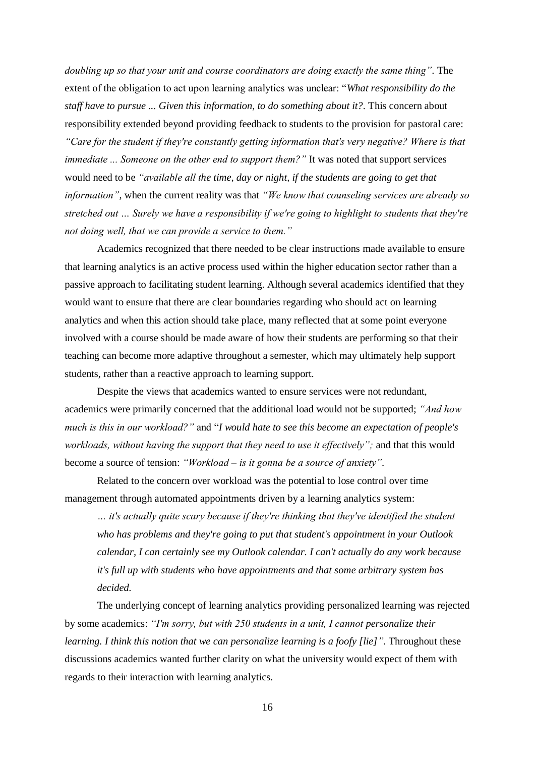*doubling up so that your unit and course coordinators are doing exactly the same thing"*. The extent of the obligation to act upon learning analytics was unclear: "*What responsibility do the staff have to pursue ... Given this information, to do something about it?*. This concern about responsibility extended beyond providing feedback to students to the provision for pastoral care: *"Care for the student if they're constantly getting information that's very negative? Where is that immediate ... Someone on the other end to support them?"* It was noted that support services would need to be *"available all the time, day or night, if the students are going to get that information"*, when the current reality was that *"We know that counseling services are already so stretched out … Surely we have a responsibility if we're going to highlight to students that they're not doing well, that we can provide a service to them."*

Academics recognized that there needed to be clear instructions made available to ensure that learning analytics is an active process used within the higher education sector rather than a passive approach to facilitating student learning. Although several academics identified that they would want to ensure that there are clear boundaries regarding who should act on learning analytics and when this action should take place, many reflected that at some point everyone involved with a course should be made aware of how their students are performing so that their teaching can become more adaptive throughout a semester, which may ultimately help support students, rather than a reactive approach to learning support.

Despite the views that academics wanted to ensure services were not redundant, academics were primarily concerned that the additional load would not be supported; *"And how much is this in our workload?"* and "*I would hate to see this become an expectation of people's workloads, without having the support that they need to use it effectively";* and that this would become a source of tension: *"Workload – is it gonna be a source of anxiety"*.

Related to the concern over workload was the potential to lose control over time management through automated appointments driven by a learning analytics system:

> *… it's actually quite scary because if they're thinking that they've identified the student who has problems and they're going to put that student's appointment in your Outlook calendar, I can certainly see my Outlook calendar. I can't actually do any work because it's full up with students who have appointments and that some arbitrary system has decided.*

The underlying concept of learning analytics providing personalized learning was rejected by some academics: *"I'm sorry, but with 250 students in a unit, I cannot personalize their learning. I think this notion that we can personalize learning is a foofy [lie]"*. Throughout these discussions academics wanted further clarity on what the university would expect of them with regards to their interaction with learning analytics.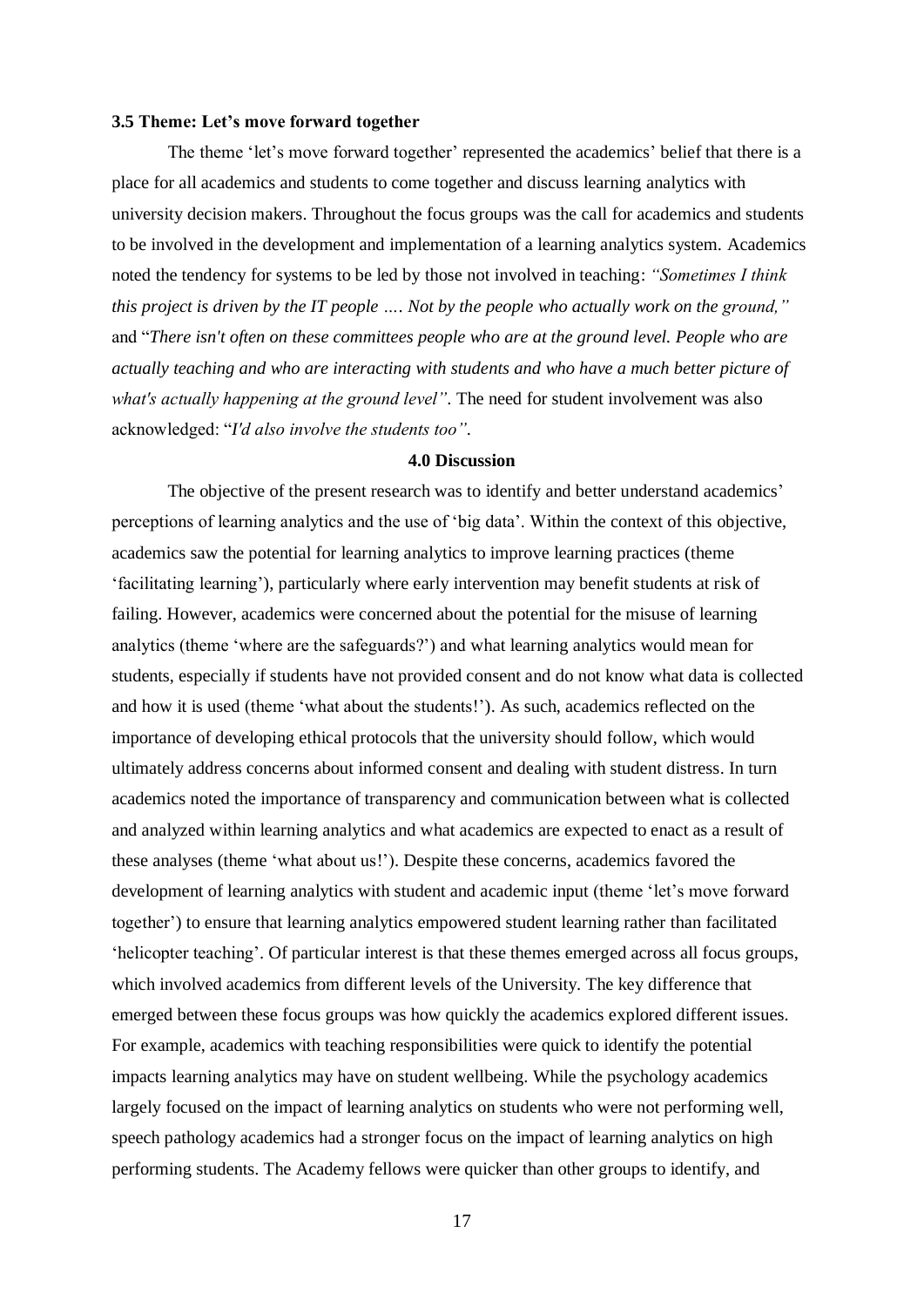### 3.5 Theme: Let's move forward together

The theme 'let's move forward together' represented the academics' belief that there is a place for all academics and students to come together and discuss learning analytics with university decision makers. Throughout the focus groups was the call for academics and students to be involved in the development and implementation of a learning analytics system. Academics noted the tendency for systems to be led by those not involved in teaching: *"Sometimes I think this project is driven by the IT people …. Not by the people who actually work on the ground,"* and "*There isn't often on these committees people who are at the ground level. People who are actually teaching and who are interacting with students and who have a much better picture of what's actually happening at the ground level"*. The need for student involvement was also acknowledged: "*I'd also involve the students too"*.

## 4.0 Discussion

The objective of the present research was to identify and better understand academics' perceptions of learning analytics and the use of 'big data'. Within the context of this objective, academics saw the potential for learning analytics to improve learning practices (theme 'facilitating learning'), particularly where early intervention may benefit students at risk of failing. However, academics were concerned about the potential for the misuse of learning analytics (theme 'where are the safeguards?') and what learning analytics would mean for students, especially if students have not provided consent and do not know what data is collected and how it is used (theme 'what about the students!'). As such, academics reflected on the importance of developing ethical protocols that the university should follow, which would ultimately address concerns about informed consent and dealing with student distress. In turn academics noted the importance of transparency and communication between what is collected and analyzed within learning analytics and what academics are expected to enact as a result of these analyses (theme 'what about us!'). Despite these concerns, academics favored the development of learning analytics with student and academic input (theme 'let's move forward together') to ensure that learning analytics empowered student learning rather than facilitated 'helicopter teaching'. Of particular interest is that these themes emerged across all focus groups, which involved academics from different levels of the University. The key difference that emerged between these focus groups was how quickly the academics explored different issues. For example, academics with teaching responsibilities were quick to identify the potential impacts learning analytics may have on student wellbeing. While the psychology academics largely focused on the impact of learning analytics on students who were not performing well, speech pathology academics had a stronger focus on the impact of learning analytics on high performing students. The Academy fellows were quicker than other groups to identify, and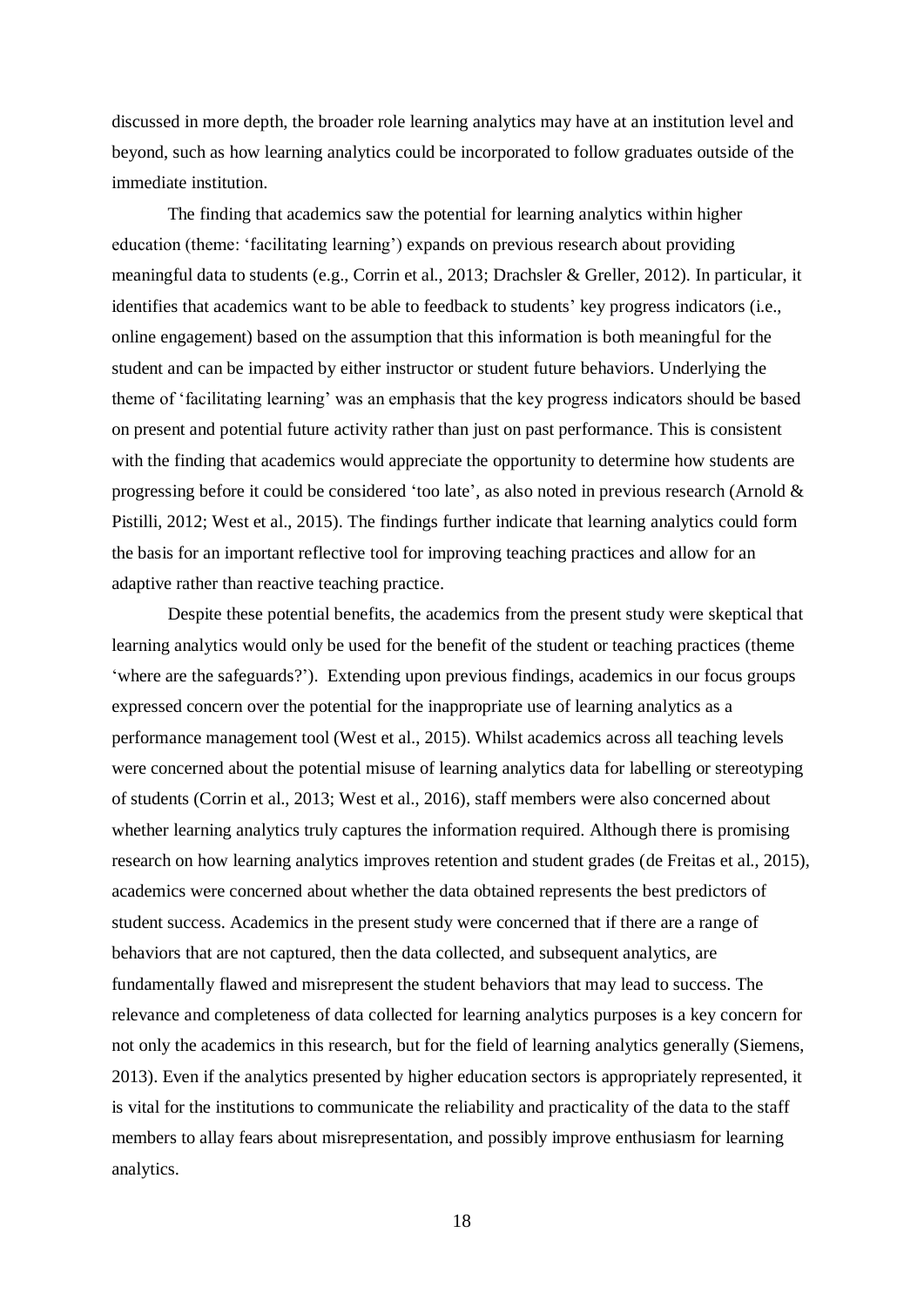discussed in more depth, the broader role learning analytics may have at an institution level and beyond, such as how learning analytics could be incorporated to follow graduates outside of the immediate institution.

The finding that academics saw the potential for learning analytics within higher education (theme: 'facilitating learning') expands on previous research about providing meaningful data to students (e.g., Corrin et al., 2013; Drachsler & Greller, 2012). In particular, it identifies that academics want to be able to feedback to students' key progress indicators (i.e., online engagement) based on the assumption that this information is both meaningful for the student and can be impacted by either instructor or student future behaviors. Underlying the theme of 'facilitating learning' was an emphasis that the key progress indicators should be based on present and potential future activity rather than just on past performance. This is consistent with the finding that academics would appreciate the opportunity to determine how students are progressing before it could be considered 'too late', as also noted in previous research (Arnold & Pistilli, 2012; West et al., 2015). The findings further indicate that learning analytics could form the basis for an important reflective tool for improving teaching practices and allow for an adaptive rather than reactive teaching practice.

Despite these potential benefits, the academics from the present study were skeptical that learning analytics would only be used for the benefit of the student or teaching practices (theme 'where are the safeguards?'). Extending upon previous findings, academics in our focus groups expressed concern over the potential for the inappropriate use of learning analytics as a performance management tool (West et al., 2015). Whilst academics across all teaching levels were concerned about the potential misuse of learning analytics data for labelling or stereotyping of students (Corrin et al., 2013; West et al., 2016), staff members were also concerned about whether learning analytics truly captures the information required. Although there is promising research on how learning analytics improves retention and student grades (de Freitas et al., 2015), academics were concerned about whether the data obtained represents the best predictors of student success. Academics in the present study were concerned that if there are a range of behaviors that are not captured, then the data collected, and subsequent analytics, are fundamentally flawed and misrepresent the student behaviors that may lead to success. The relevance and completeness of data collected for learning analytics purposes is a key concern for not only the academics in this research, but for the field of learning analytics generally (Siemens, 2013). Even if the analytics presented by higher education sectors is appropriately represented, it is vital for the institutions to communicate the reliability and practicality of the data to the staff members to allay fears about misrepresentation, and possibly improve enthusiasm for learning analytics.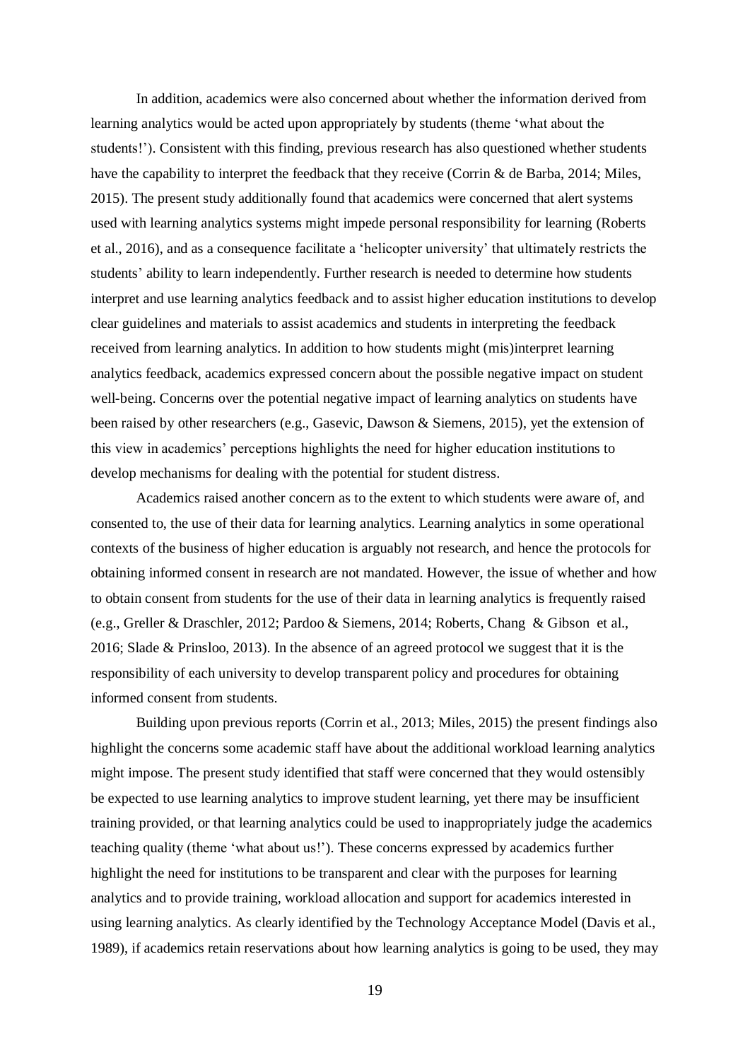In addition, academics were also concerned about whether the information derived from learning analytics would be acted upon appropriately by students (theme 'what about the students!'). Consistent with this finding, previous research has also questioned whether students have the capability to interpret the feedback that they receive (Corrin & de Barba, 2014; Miles, 2015). The present study additionally found that academics were concerned that alert systems used with learning analytics systems might impede personal responsibility for learning (Roberts et al., 2016), and as a consequence facilitate a 'helicopter university' that ultimately restricts the students' ability to learn independently. Further research is needed to determine how students interpret and use learning analytics feedback and to assist higher education institutions to develop clear guidelines and materials to assist academics and students in interpreting the feedback received from learning analytics. In addition to how students might (mis)interpret learning analytics feedback, academics expressed concern about the possible negative impact on student well-being. Concerns over the potential negative impact of learning analytics on students have been raised by other researchers (e.g., Gasevic, Dawson & Siemens, 2015), yet the extension of this view in academics' perceptions highlights the need for higher education institutions to develop mechanisms for dealing with the potential for student distress.

Academics raised another concern as to the extent to which students were aware of, and consented to, the use of their data for learning analytics. Learning analytics in some operational contexts of the business of higher education is arguably not research, and hence the protocols for obtaining informed consent in research are not mandated. However, the issue of whether and how to obtain consent from students for the use of their data in learning analytics is frequently raised (e.g., Greller & Draschler, 2012; Pardoo & Siemens, 2014; Roberts, Chang & Gibson et al., 2016; Slade & Prinsloo, 2013). In the absence of an agreed protocol we suggest that it is the responsibility of each university to develop transparent policy and procedures for obtaining informed consent from students.

Building upon previous reports (Corrin et al., 2013; Miles, 2015) the present findings also highlight the concerns some academic staff have about the additional workload learning analytics might impose. The present study identified that staff were concerned that they would ostensibly be expected to use learning analytics to improve student learning, yet there may be insufficient training provided, or that learning analytics could be used to inappropriately judge the academics teaching quality (theme 'what about us!'). These concerns expressed by academics further highlight the need for institutions to be transparent and clear with the purposes for learning analytics and to provide training, workload allocation and support for academics interested in using learning analytics. As clearly identified by the Technology Acceptance Model (Davis et al., 1989), if academics retain reservations about how learning analytics is going to be used, they may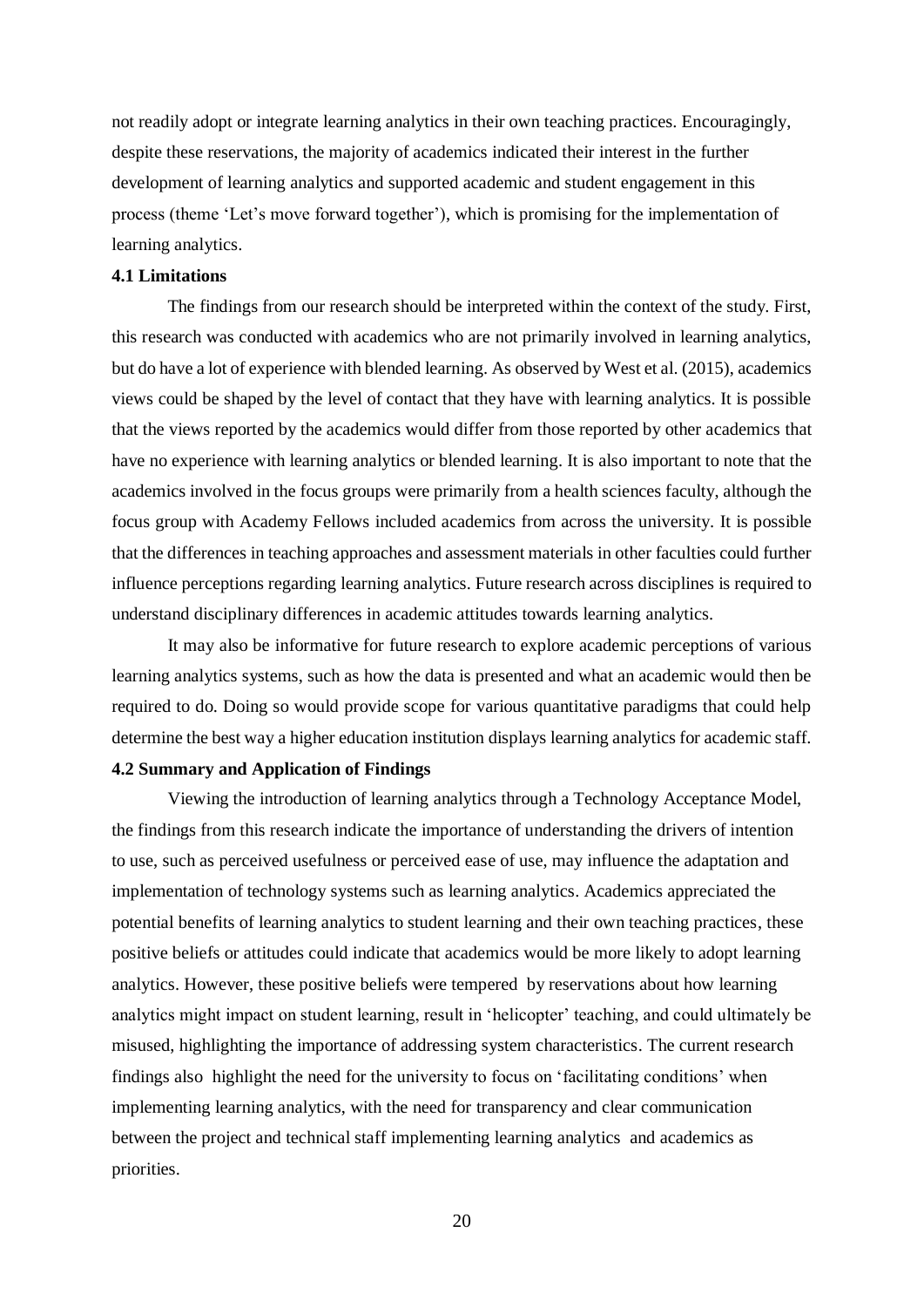not readily adopt or integrate learning analytics in their own teaching practices. Encouragingly, despite these reservations, the majority of academics indicated their interest in the further development of learning analytics and supported academic and student engagement in this process (theme 'Let's move forward together'), which is promising for the implementation of learning analytics.

### 4.1 Limitations

The findings from our research should be interpreted within the context of the study. First, this research was conducted with academics who are not primarily involved in learning analytics, but do have a lot of experience with blended learning. As observed by West et al. (2015), academics views could be shaped by the level of contact that they have with learning analytics. It is possible that the views reported by the academics would differ from those reported by other academics that have no experience with learning analytics or blended learning. It is also important to note that the academics involved in the focus groups were primarily from a health sciences faculty, although the focus group with Academy Fellows included academics from across the university. It is possible that the differences in teaching approaches and assessment materials in other faculties could further influence perceptions regarding learning analytics. Future research across disciplines is required to understand disciplinary differences in academic attitudes towards learning analytics.

It may also be informative for future research to explore academic perceptions of various learning analytics systems, such as how the data is presented and what an academic would then be required to do. Doing so would provide scope for various quantitative paradigms that could help determine the best way a higher education institution displays learning analytics for academic staff.

### 4.2 Summary and Application of Findings

Viewing the introduction of learning analytics through a Technology Acceptance Model, the findings from this research indicate the importance of understanding the drivers of intention to use, such as perceived usefulness or perceived ease of use, may influence the adaptation and implementation of technology systems such as learning analytics. Academics appreciated the potential benefits of learning analytics to student learning and their own teaching practices, these positive beliefs or attitudes could indicate that academics would be more likely to adopt learning analytics. However, these positive beliefs were tempered by reservations about how learning analytics might impact on student learning, result in 'helicopter' teaching, and could ultimately be misused, highlighting the importance of addressing system characteristics. The current research findings also highlight the need for the university to focus on 'facilitating conditions' when implementing learning analytics, with the need for transparency and clear communication between the project and technical staff implementing learning analytics and academics as priorities.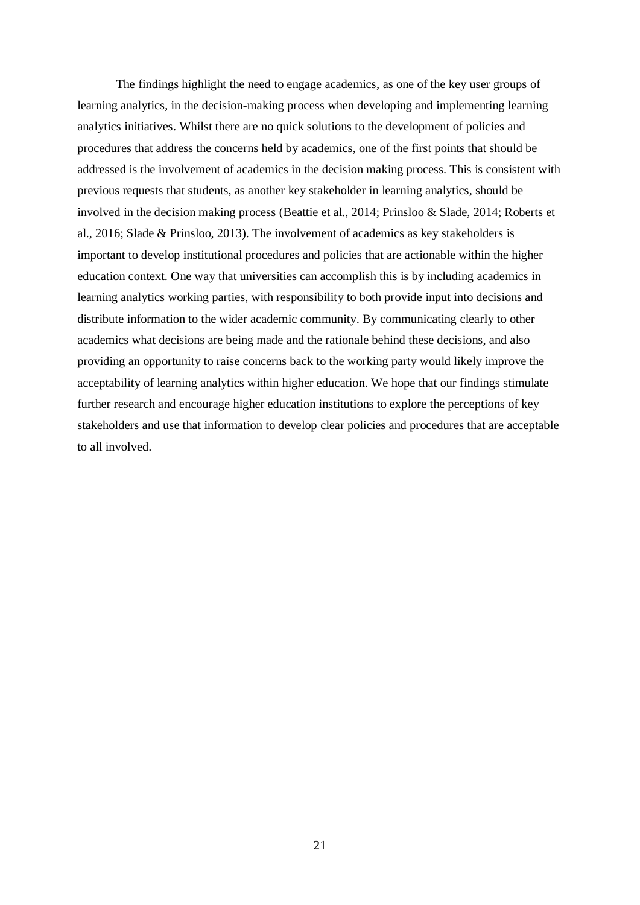The findings highlight the need to engage academics, as one of the key user groups of learning analytics, in the decision-making process when developing and implementing learning analytics initiatives. Whilst there are no quick solutions to the development of policies and procedures that address the concerns held by academics, one of the first points that should be addressed is the involvement of academics in the decision making process. This is consistent with previous requests that students, as another key stakeholder in learning analytics, should be involved in the decision making process (Beattie et al., 2014; Prinsloo & Slade, 2014; Roberts et al., 2016; Slade & Prinsloo, 2013). The involvement of academics as key stakeholders is important to develop institutional procedures and policies that are actionable within the higher education context. One way that universities can accomplish this is by including academics in learning analytics working parties, with responsibility to both provide input into decisions and distribute information to the wider academic community. By communicating clearly to other academics what decisions are being made and the rationale behind these decisions, and also providing an opportunity to raise concerns back to the working party would likely improve the acceptability of learning analytics within higher education. We hope that our findings stimulate further research and encourage higher education institutions to explore the perceptions of key stakeholders and use that information to develop clear policies and procedures that are acceptable to all involved.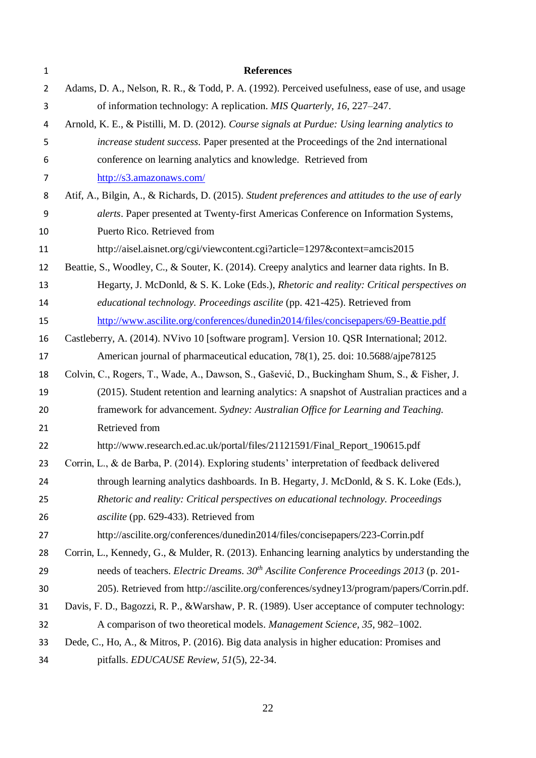# References

Adams, D. A., Nelson, R. R., & Todd, P. A. (1992). Perceived usefulness, ease of use, and usage of information technology: A replication. *MIS Quarterly, 16*, 227–247.

Arnold, K. E., & Pistilli, M. D. (2012). *Course signals at Purdue: Using learning analytics to increase student success.* Paper presented at the Proceedings of the 2nd international conference on learning analytics and knowledge. Retrieved from http://s3.amazonaws.com/

Atif, A., Bilgin, A., & Richards, D. (2015). *Student preferences and attitudes to the use of early alerts*. Paper presented at Twenty-first Americas Conference on Information Systems, Puerto Rico. Retrieved from http://aisel.aisnet.org/cgi/viewcontent.cgi?article=1297&context=amcis2015

Beattie, S., Woodley, C., & Souter, K. (2014). Creepy analytics and learner data rights. In B. Hegarty, J. McDonld, & S. K. Loke (Eds.), *Rhetoric and reality: Critical perspectives on educational technology. Proceedings ascilite* (pp. 421-425). Retrieved from http://www.ascilite.org/conferences/dunedin2014/files/concisepapers/69-Beattie.pdf

Castleberry, A. (2014). NVivo 10 [software program]. Version 10. QSR International; 2012. American journal of pharmaceutical education, 78(1), 25. doi: 10.5688/ajpe78125

Colvin, C., Rogers, T., Wade, A., Dawson, S., Gašević, D., Buckingham Shum, S., & Fisher, J. (2015). Student retention and learning analytics: A snapshot of Australian practices and a framework for advancement. *Sydney: Australian Office for Learning and Teaching.* Retrieved from http://www.research.ed.ac.uk/portal/files/21121591/Final_Report_190615.pdf

Corrin, L., & de Barba, P. (2014). Exploring students' interpretation of feedback delivered through learning analytics dashboards. In B. Hegarty, J. McDonld, & S. K. Loke (Eds.), *Rhetoric and reality: Critical perspectives on educational technology. Proceedings ascilite* (pp. 629-433). Retrieved from http://ascilite.org/conferences/dunedin2014/files/concisepapers/223-Corrin.pdf

Corrin, L., Kennedy, G., & Mulder, R. (2013). Enhancing learning analytics by understanding the needs of teachers. *Electric Dreams. 30th Ascilite Conference Proceedings 2013* (p. 201-205). Retrieved from http://ascilite.org/conferences/sydney13/program/papers/Corrin.pdf.

Davis, F. D., Bagozzi, R. P., &Warshaw, P. R. (1989). User acceptance of computer technology: A comparison of two theoretical models. *Management Science, 35*, 982–1002.

Dede, C., Ho, A., & Mitros, P. (2016). Big data analysis in higher education: Promises and pitfalls. *EDUCAUSE Review, 51*(5), 22-34.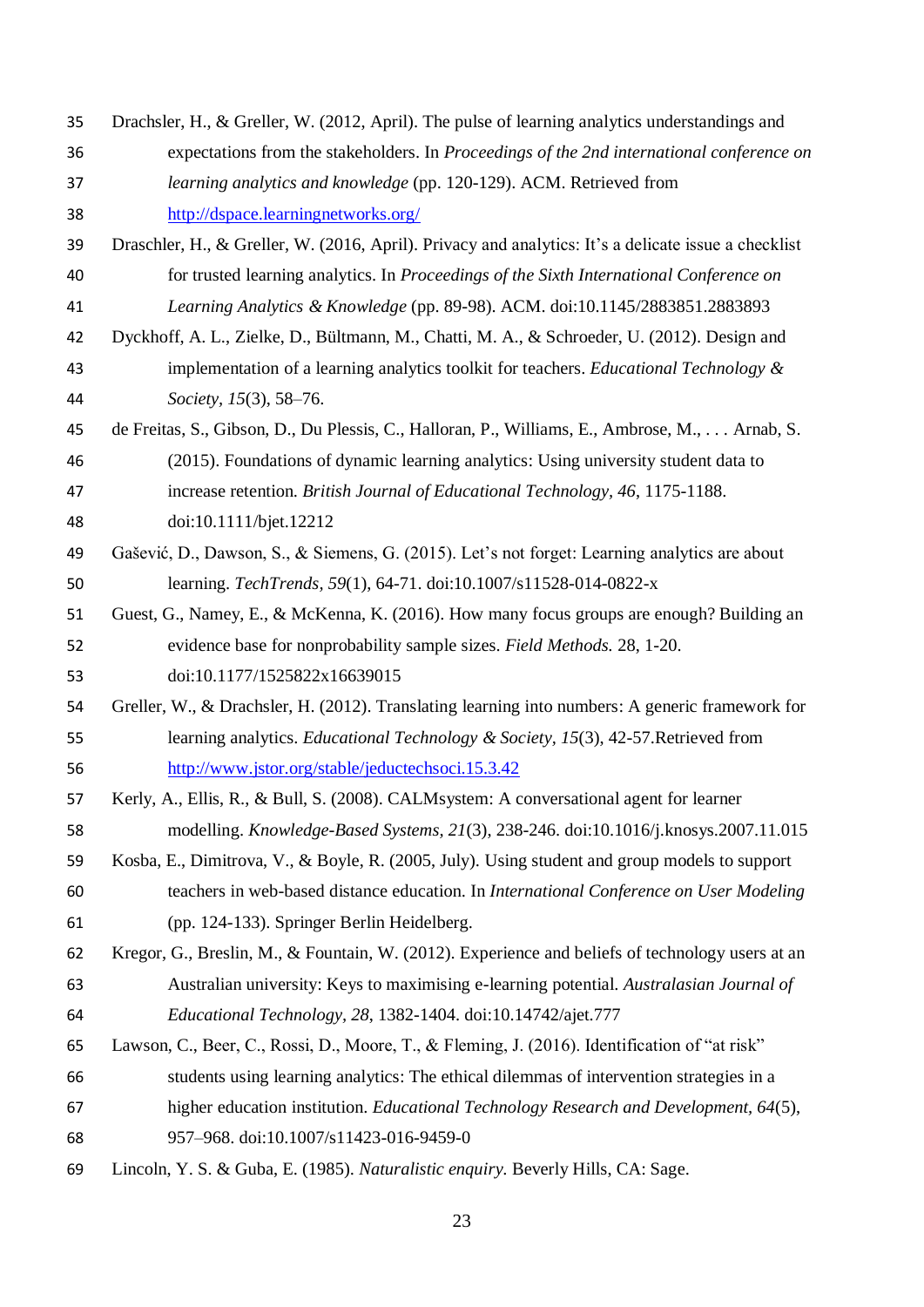Drachsler, H., & Greller, W. (2012, April). The pulse of learning analytics understandings and expectations from the stakeholders. In *Proceedings of the 2nd international conference on learning analytics and knowledge* (pp. 120-129). ACM. Retrieved from http://dspace.learningnetworks.org/

Draschler, H., & Greller, W. (2016, April). Privacy and analytics: It's a delicate issue a checklist for trusted learning analytics. In *Proceedings of the Sixth International Conference on Learning Analytics & Knowledge* (pp. 89-98). ACM. doi:10.1145/2883851.2883893

Dyckhoff, A. L., Zielke, D., Bültmann, M., Chatti, M. A., & Schroeder, U. (2012). Design and implementation of a learning analytics toolkit for teachers. *Educational Technology & Society, 15*(3), 58–76.

de Freitas, S., Gibson, D., Du Plessis, C., Halloran, P., Williams, E., Ambrose, M., . . . Arnab, S. (2015). Foundations of dynamic learning analytics: Using university student data to increase retention. *British Journal of Educational Technology, 46*, 1175-1188. doi:10.1111/bjet.12212

Gašević, D., Dawson, S., & Siemens, G. (2015). Let's not forget: Learning analytics are about learning. *TechTrends, 59*(1), 64-71. doi:10.1007/s11528-014-0822-x

Guest, G., Namey, E., & McKenna, K. (2016). How many focus groups are enough? Building an evidence base for nonprobability sample sizes. *Field Methods.* 28, 1-20. doi:10.1177/1525822x16639015

Greller, W., & Drachsler, H. (2012). Translating learning into numbers: A generic framework for learning analytics. *Educational Technology & Society, 15*(3), 42-57.Retrieved from http://www.jstor.org/stable/jeductechsoci.15.3.42

Kerly, A., Ellis, R., & Bull, S. (2008). CALMsystem: A conversational agent for learner modelling. *Knowledge-Based Systems, 21*(3), 238-246. doi:10.1016/j.knosys.2007.11.015

Kosba, E., Dimitrova, V., & Boyle, R. (2005, July). Using student and group models to support teachers in web-based distance education. In *International Conference on User Modeling* (pp. 124-133). Springer Berlin Heidelberg.

Kregor, G., Breslin, M., & Fountain, W. (2012). Experience and beliefs of technology users at an Australian university: Keys to maximising e-learning potential. *Australasian Journal of Educational Technology, 28*, 1382-1404. doi:10.14742/ajet.777

Lawson, C., Beer, C., Rossi, D., Moore, T., & Fleming, J. (2016). Identification of "at risk" students using learning analytics: The ethical dilemmas of intervention strategies in a higher education institution. *Educational Technology Research and Development, 64*(5), 957–968. doi:10.1007/s11423-016-9459-0

Lincoln, Y. S. & Guba, E. (1985). *Naturalistic enquiry.* Beverly Hills, CA: Sage.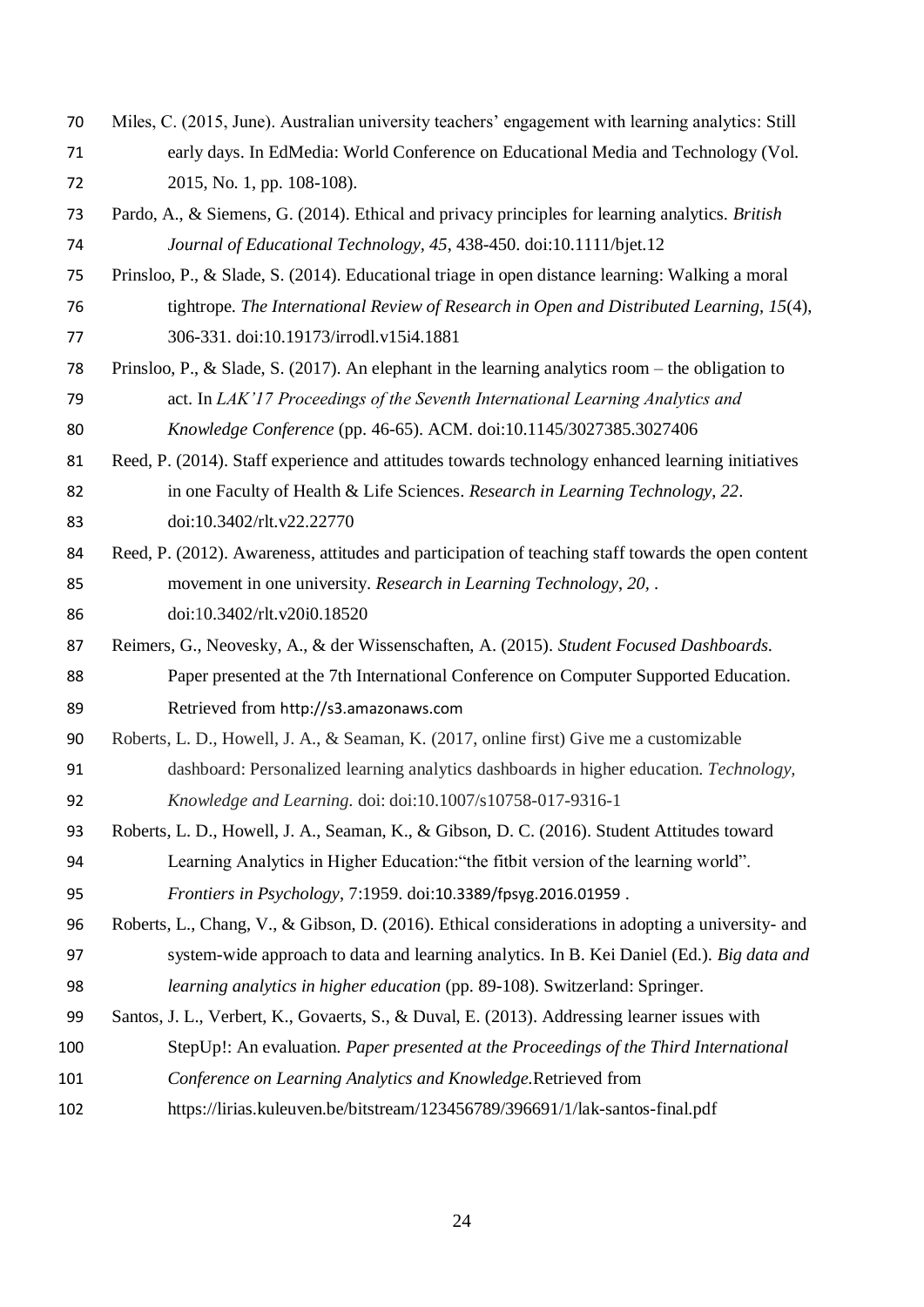Miles, C. (2015, June). Australian university teachers' engagement with learning analytics: Still early days. In EdMedia: World Conference on Educational Media and Technology (Vol. 2015, No. 1, pp. 108-108).

Pardo, A., & Siemens, G. (2014). Ethical and privacy principles for learning analytics. *British Journal of Educational Technology, 45*, 438-450. doi:10.1111/bjet.12

Prinsloo, P., & Slade, S. (2014). Educational triage in open distance learning: Walking a moral tightrope. *The International Review of Research in Open and Distributed Learning, 15*(4), 306-331. doi:10.19173/irrodl.v15i4.1881

Prinsloo, P., & Slade, S. (2017). An elephant in the learning analytics room – the obligation to act. In *LAK'17 Proceedings of the Seventh International Learning Analytics and Knowledge Conference* (pp. 46-65). ACM. doi:10.1145/3027385.3027406

Reed, P. (2014). Staff experience and attitudes towards technology enhanced learning initiatives in one Faculty of Health & Life Sciences. *Research in Learning Technology, 22*. doi:10.3402/rlt.v22.22770

Reed, P. (2012). Awareness, attitudes and participation of teaching staff towards the open content movement in one university. *Research in Learning Technology, 20*, . doi:10.3402/rlt.v20i0.18520

Reimers, G., Neovesky, A., & der Wissenschaften, A. (2015). *Student Focused Dashboards*. Paper presented at the 7th International Conference on Computer Supported Education. Retrieved from http://s3.amazonaws.com

Roberts, L. D., Howell, J. A., & Seaman, K. (2017, online first) Give me a customizable dashboard: Personalized learning analytics dashboards in higher education. *Technology, Knowledge and Learning*. doi: doi:10.1007/s10758-017-9316-1

Roberts, L. D., Howell, J. A., Seaman, K., & Gibson, D. C. (2016). Student Attitudes toward Learning Analytics in Higher Education:"the fitbit version of the learning world". *Frontiers in Psychology*, 7:1959. doi:10.3389/fpsyg.2016.01959 .

Roberts, L., Chang, V., & Gibson, D. (2016). Ethical considerations in adopting a university- and system-wide approach to data and learning analytics. In B. Kei Daniel (Ed.). *Big data and learning analytics in higher education* (pp. 89-108). Switzerland: Springer.

Santos, J. L., Verbert, K., Govaerts, S., & Duval, E. (2013). Addressing learner issues with StepUp!: An evaluation. *Paper presented at the Proceedings of the Third International Conference on Learning Analytics and Knowledge.*Retrieved from https://lirias.kuleuven.be/bitstream/123456789/396691/1/lak-santos-final.pdf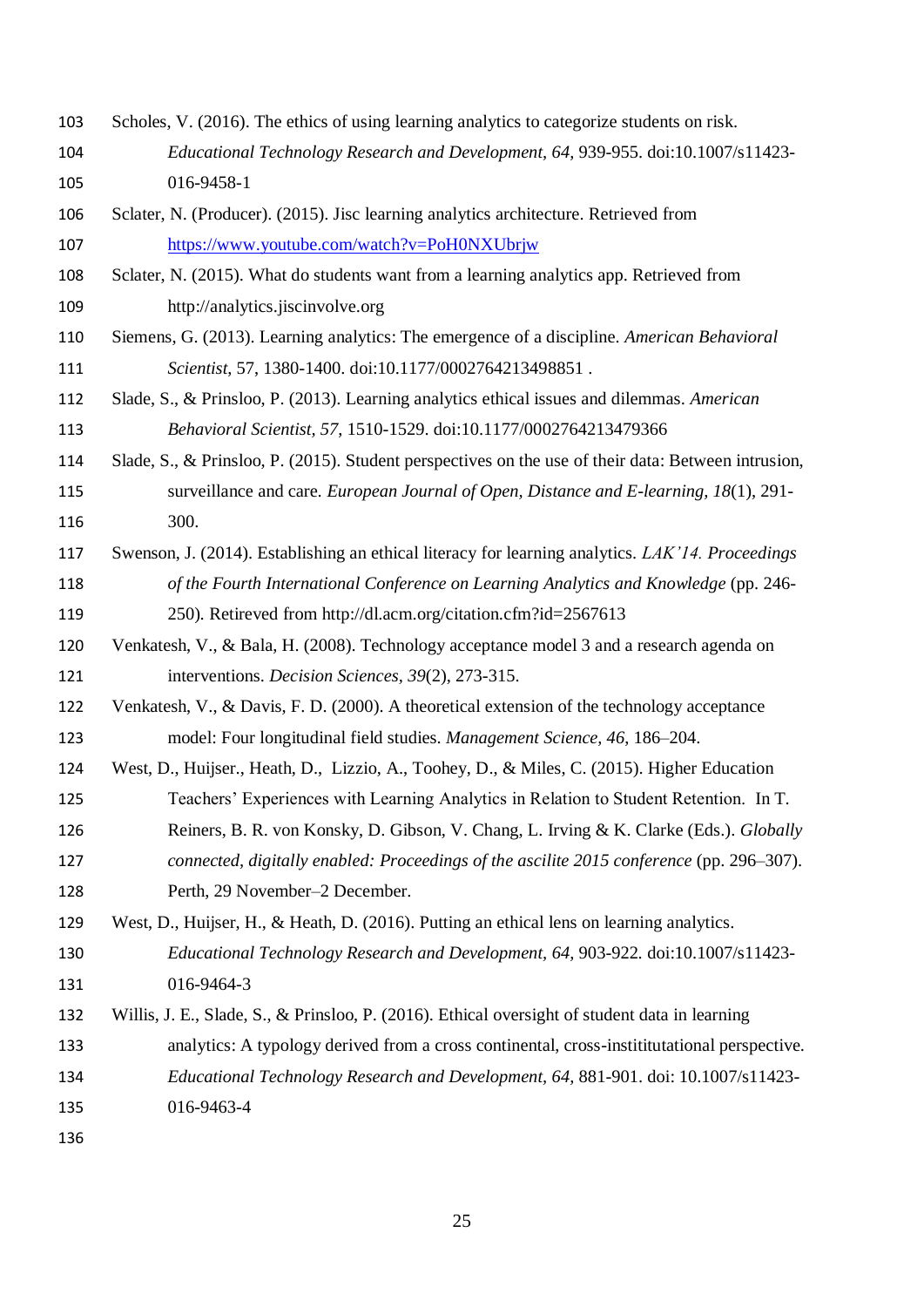Scholes, V. (2016). The ethics of using learning analytics to categorize students on risk. *Educational Technology Research and Development, 64*, 939-955. doi:10.1007/s11423-016-9458-1

Sclater, N. (Producer). (2015). Jisc learning analytics architecture. Retrieved from https://www.youtube.com/watch?v=PoH0NXUbrjw

Sclater, N. (2015). What do students want from a learning analytics app. Retrieved from http://analytics.jiscinvolve.org

Siemens, G. (2013). Learning analytics: The emergence of a discipline. *American Behavioral Scientist*, 57, 1380-1400. doi:10.1177/0002764213498851 .

Slade, S., & Prinsloo, P. (2013). Learning analytics ethical issues and dilemmas. *American Behavioral Scientist, 57*, 1510-1529. doi:10.1177/0002764213479366

Slade, S., & Prinsloo, P. (2015). Student perspectives on the use of their data: Between intrusion, surveillance and care. *European Journal of Open, Distance and E-learning, 18*(1), 291-300.

Swenson, J. (2014). Establishing an ethical literacy for learning analytics. *LAK'14. Proceedings of the Fourth International Conference on Learning Analytics and Knowledge* (pp. 246-250). Retrieved from http://dl.acm.org/citation.cfm?id=2567613

Venkatesh, V., & Bala, H. (2008). Technology acceptance model 3 and a research agenda on interventions. *Decision Sciences, 39*(2), 273-315.

Venkatesh, V., & Davis, F. D. (2000). A theoretical extension of the technology acceptance model: Four longitudinal field studies. *Management Science, 46*, 186–204.

West, D., Huijser., Heath, D., Lizzio, A., Toohey, D., & Miles, C. (2015). Higher Education Teachers' Experiences with Learning Analytics in Relation to Student Retention. In T. Reiners, B. R. von Konsky, D. Gibson, V. Chang, L. Irving & K. Clarke (Eds.). *Globally connected, digitally enabled: Proceedings of the ascilite 2015 conference* (pp. 296–307). Perth, 29 November–2 December.

West, D., Huijser, H., & Heath, D. (2016). Putting an ethical lens on learning analytics. *Educational Technology Research and Development, 64*, 903-922. doi:10.1007/s11423-016-9464-3

Willis, J. E., Slade, S., & Prinsloo, P. (2016). Ethical oversight of student data in learning analytics: A typology derived from a cross continental, cross-instititutational perspective. *Educational Technology Research and Development, 64*, 881-901. doi: 10.1007/s11423-016-9463-4